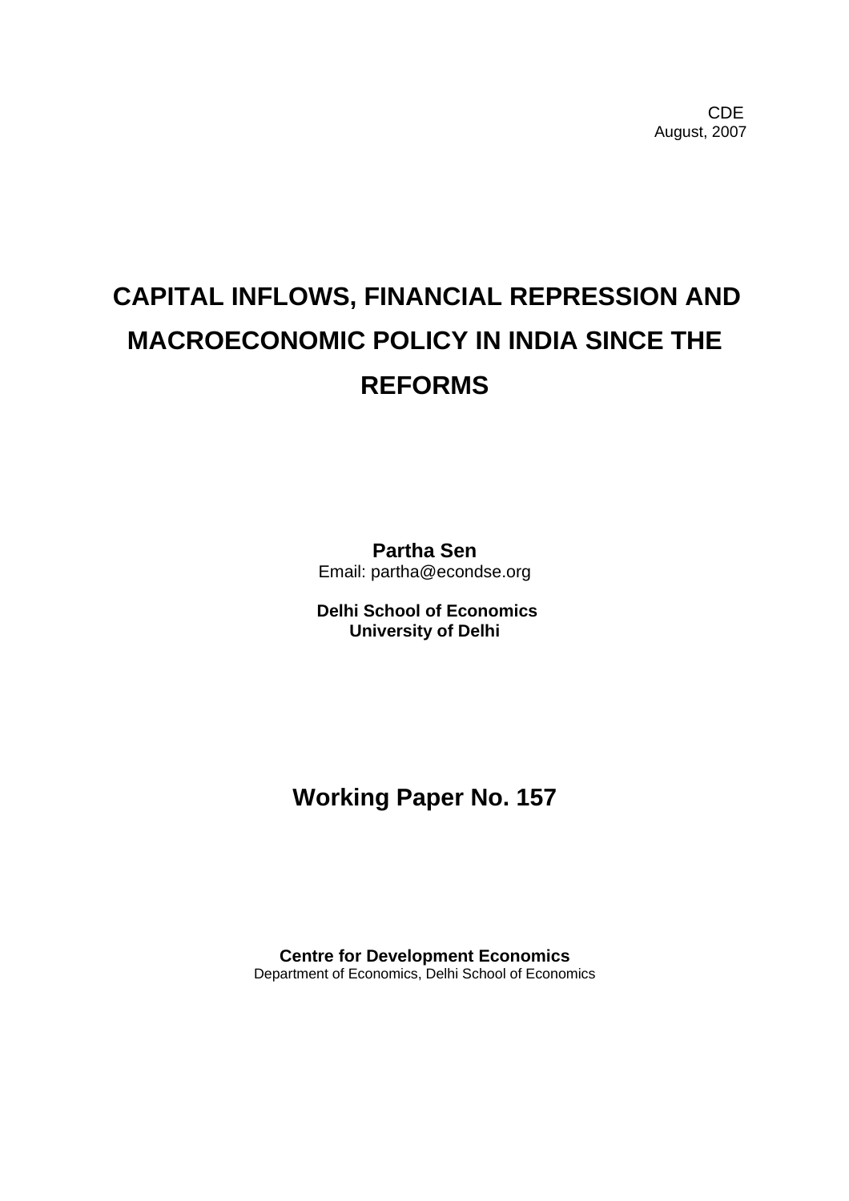CDE
August, 2007

# CAPITAL INFLOWS, FINANCIAL REPRESSION AND MACROECONOMIC POLICY IN INDIA SINCE THE REFORMS

**Partha Sen**
Email: partha@econdse.org

**Delhi School of Economics**
**University of Delhi**

## Working Paper No. 157

**Centre for Development Economics**
Department of Economics, Delhi School of Economics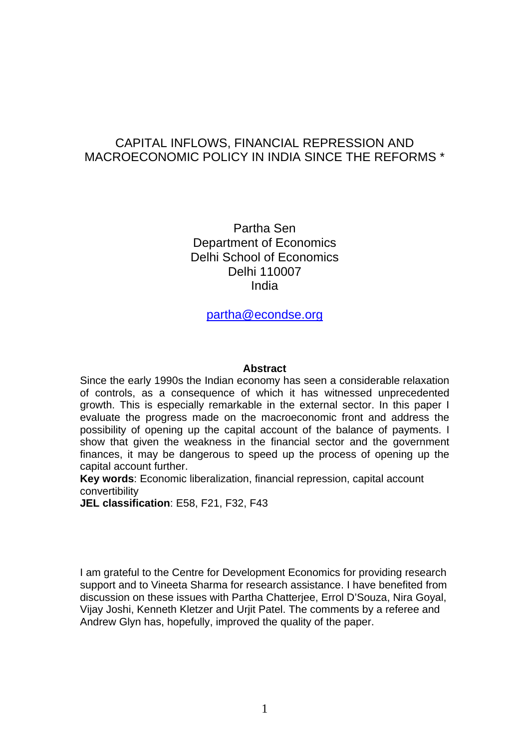# CAPITAL INFLOWS, FINANCIAL REPRESSION AND MACROECONOMIC POLICY IN INDIA SINCE THE REFORMS *

Partha Sen
Department of Economics
Delhi School of Economics
Delhi 110007
India

partha@econdse.org

**Abstract**

Since the early 1990s the Indian economy has seen a considerable relaxation of controls, as a consequence of which it has witnessed unprecedented growth. This is especially remarkable in the external sector. In this paper I evaluate the progress made on the macroeconomic front and address the possibility of opening up the capital account of the balance of payments. I show that given the weakness in the financial sector and the government finances, it may be dangerous to speed up the process of opening up the capital account further.

**Key words**: Economic liberalization, financial repression, capital account convertibility

**JEL classification**: E58, F21, F32, F43

I am grateful to the Centre for Development Economics for providing research support and to Vineeta Sharma for research assistance. I have benefited from discussion on these issues with Partha Chatterjee, Errol D'Souza, Nira Goyal, Vijay Joshi, Kenneth Kletzer and Urjit Patel. The comments by a referee and Andrew Glyn has, hopefully, improved the quality of the paper.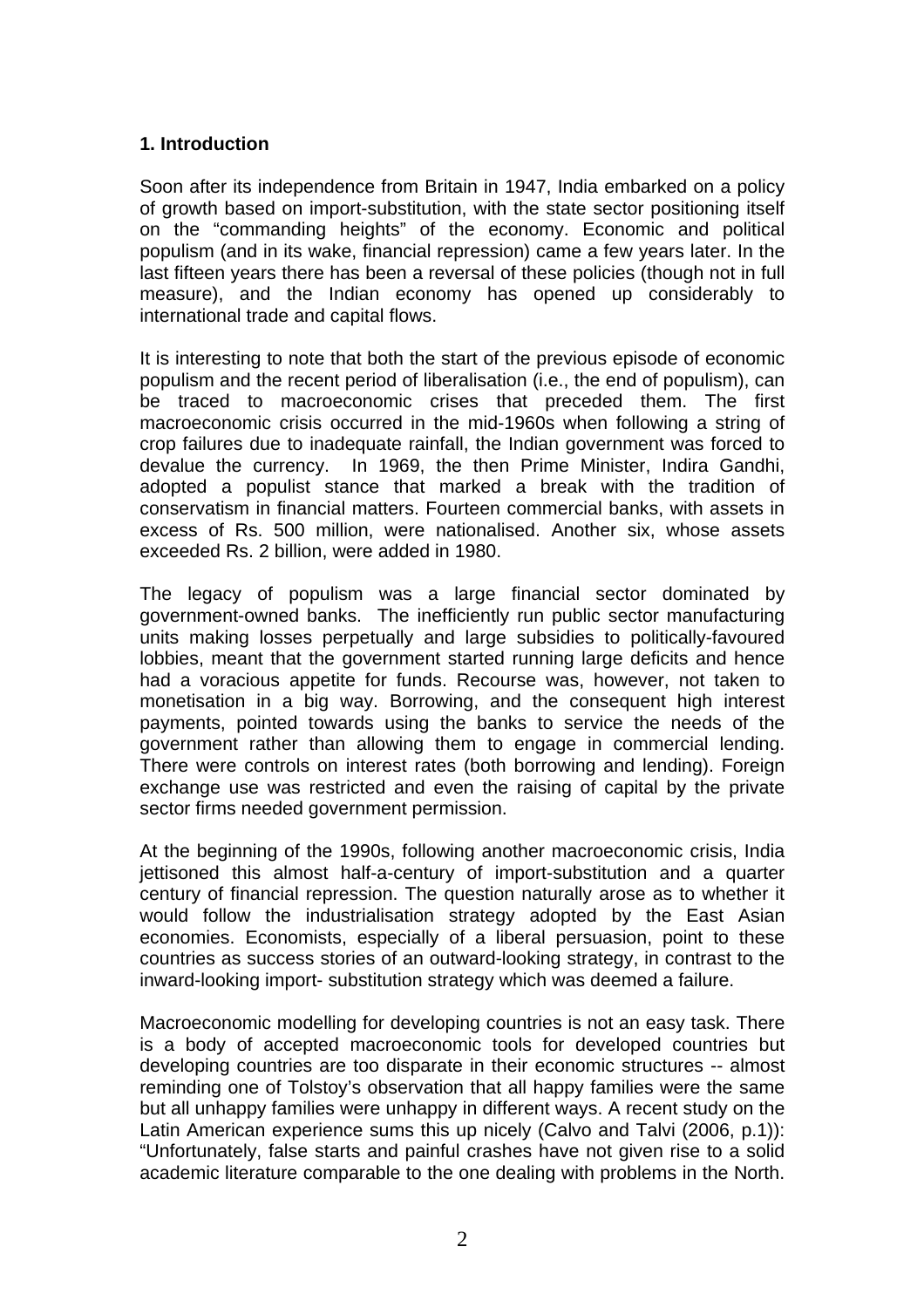**1. Introduction**

Soon after its independence from Britain in 1947, India embarked on a policy of growth based on import-substitution, with the state sector positioning itself on the "commanding heights" of the economy. Economic and political populism (and in its wake, financial repression) came a few years later. In the last fifteen years there has been a reversal of these policies (though not in full measure), and the Indian economy has opened up considerably to international trade and capital flows.

It is interesting to note that both the start of the previous episode of economic populism and the recent period of liberalisation (i.e., the end of populism), can be traced to macroeconomic crises that preceded them. The first macroeconomic crisis occurred in the mid-1960s when following a string of crop failures due to inadequate rainfall, the Indian government was forced to devalue the currency. In 1969, the then Prime Minister, Indira Gandhi, adopted a populist stance that marked a break with the tradition of conservatism in financial matters. Fourteen commercial banks, with assets in excess of Rs. 500 million, were nationalised. Another six, whose assets exceeded Rs. 2 billion, were added in 1980.

The legacy of populism was a large financial sector dominated by government-owned banks. The inefficiently run public sector manufacturing units making losses perpetually and large subsidies to politically-favoured lobbies, meant that the government started running large deficits and hence had a voracious appetite for funds. Recourse was, however, not taken to monetisation in a big way. Borrowing, and the consequent high interest payments, pointed towards using the banks to service the needs of the government rather than allowing them to engage in commercial lending. There were controls on interest rates (both borrowing and lending). Foreign exchange use was restricted and even the raising of capital by the private sector firms needed government permission.

At the beginning of the 1990s, following another macroeconomic crisis, India jettisoned this almost half-a-century of import-substitution and a quarter century of financial repression. The question naturally arose as to whether it would follow the industrialisation strategy adopted by the East Asian economies. Economists, especially of a liberal persuasion, point to these countries as success stories of an outward-looking strategy, in contrast to the inward-looking import- substitution strategy which was deemed a failure.

Macroeconomic modelling for developing countries is not an easy task. There is a body of accepted macroeconomic tools for developed countries but developing countries are too disparate in their economic structures -- almost reminding one of Tolstoy's observation that all happy families were the same but all unhappy families were unhappy in different ways. A recent study on the Latin American experience sums this up nicely (Calvo and Talvi (2006, p.1)): "Unfortunately, false starts and painful crashes have not given rise to a solid academic literature comparable to the one dealing with problems in the North.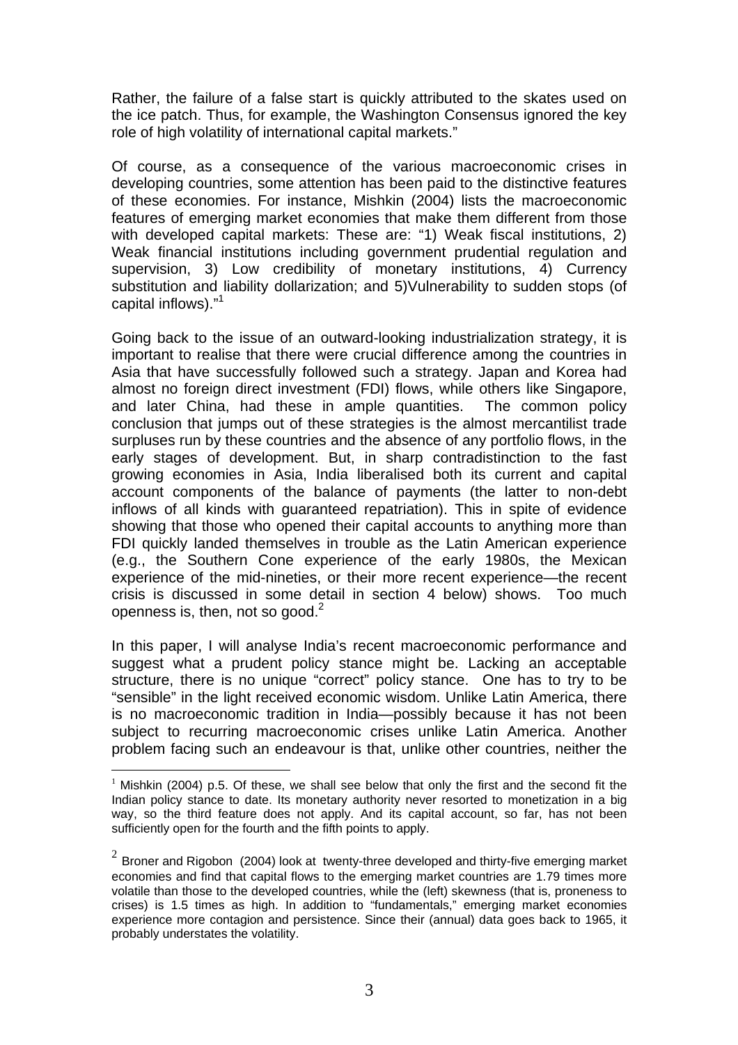Rather, the failure of a false start is quickly attributed to the skates used on the ice patch. Thus, for example, the Washington Consensus ignored the key role of high volatility of international capital markets."

Of course, as a consequence of the various macroeconomic crises in developing countries, some attention has been paid to the distinctive features of these economies. For instance, Mishkin (2004) lists the macroeconomic features of emerging market economies that make them different from those with developed capital markets: These are: "1) Weak fiscal institutions, 2) Weak financial institutions including government prudential regulation and supervision, 3) Low credibility of monetary institutions, 4) Currency substitution and liability dollarization; and 5)Vulnerability to sudden stops (of capital inflows)."[1]

Going back to the issue of an outward-looking industrialization strategy, it is important to realise that there were crucial difference among the countries in Asia that have successfully followed such a strategy. Japan and Korea had almost no foreign direct investment (FDI) flows, while others like Singapore, and later China, had these in ample quantities. The common policy conclusion that jumps out of these strategies is the almost mercantilist trade surpluses run by these countries and the absence of any portfolio flows, in the early stages of development. But, in sharp contradistinction to the fast growing economies in Asia, India liberalised both its current and capital account components of the balance of payments (the latter to non-debt inflows of all kinds with guaranteed repatriation). This in spite of evidence showing that those who opened their capital accounts to anything more than FDI quickly landed themselves in trouble as the Latin American experience (e.g., the Southern Cone experience of the early 1980s, the Mexican experience of the mid-nineties, or their more recent experience—the recent crisis is discussed in some detail in section 4 below) shows. Too much openness is, then, not so good.[2]

In this paper, I will analyse India's recent macroeconomic performance and suggest what a prudent policy stance might be. Lacking an acceptable structure, there is no unique "correct" policy stance. One has to try to be "sensible" in the light received economic wisdom. Unlike Latin America, there is no macroeconomic tradition in India—possibly because it has not been subject to recurring macroeconomic crises unlike Latin America. Another problem facing such an endeavour is that, unlike other countries, neither the

---

[1] Mishkin (2004) p.5. Of these, we shall see below that only the first and the second fit the Indian policy stance to date. Its monetary authority never resorted to monetization in a big way, so the third feature does not apply. And its capital account, so far, has not been sufficiently open for the fourth and the fifth points to apply.

[2] Broner and Rigobon (2004) look at twenty-three developed and thirty-five emerging market economies and find that capital flows to the emerging market countries are 1.79 times more volatile than those to the developed countries, while the (left) skewness (that is, proneness to crises) is 1.5 times as high. In addition to "fundamentals," emerging market economies experience more contagion and persistence. Since their (annual) data goes back to 1965, it probably understates the volatility.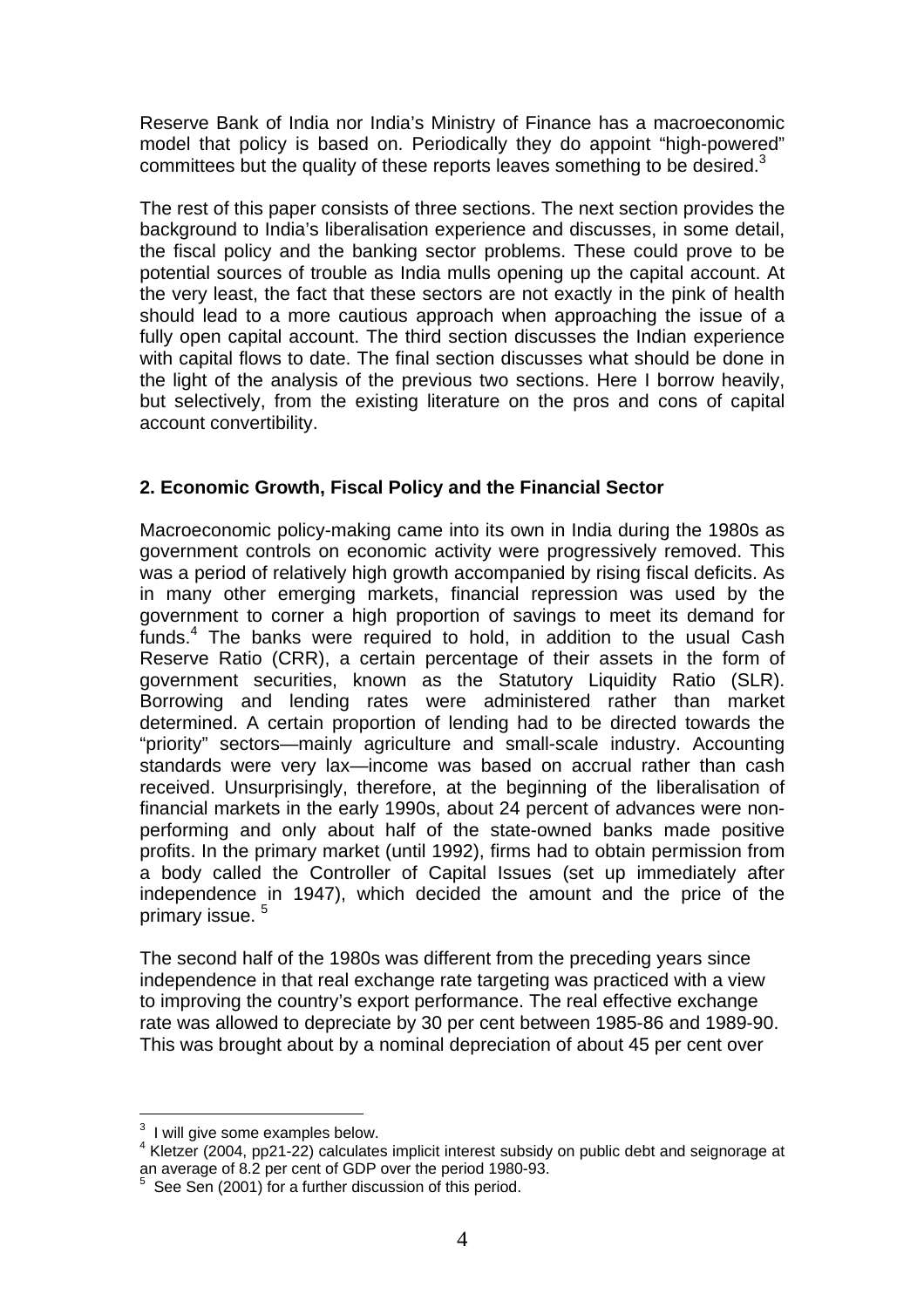Reserve Bank of India nor India's Ministry of Finance has a macroeconomic model that policy is based on. Periodically they do appoint "high-powered" committees but the quality of these reports leaves something to be desired.[3]

The rest of this paper consists of three sections. The next section provides the background to India's liberalisation experience and discusses, in some detail, the fiscal policy and the banking sector problems. These could prove to be potential sources of trouble as India mulls opening up the capital account. At the very least, the fact that these sectors are not exactly in the pink of health should lead to a more cautious approach when approaching the issue of a fully open capital account. The third section discusses the Indian experience with capital flows to date. The final section discusses what should be done in the light of the analysis of the previous two sections. Here I borrow heavily, but selectively, from the existing literature on the pros and cons of capital account convertibility.

## 2. Economic Growth, Fiscal Policy and the Financial Sector

Macroeconomic policy-making came into its own in India during the 1980s as government controls on economic activity were progressively removed. This was a period of relatively high growth accompanied by rising fiscal deficits. As in many other emerging markets, financial repression was used by the government to corner a high proportion of savings to meet its demand for funds.[4] The banks were required to hold, in addition to the usual Cash Reserve Ratio (CRR), a certain percentage of their assets in the form of government securities, known as the Statutory Liquidity Ratio (SLR). Borrowing and lending rates were administered rather than market determined. A certain proportion of lending had to be directed towards the "priority" sectors—mainly agriculture and small-scale industry. Accounting standards were very lax—income was based on accrual rather than cash received. Unsurprisingly, therefore, at the beginning of the liberalisation of financial markets in the early 1990s, about 24 percent of advances were non-performing and only about half of the state-owned banks made positive profits. In the primary market (until 1992), firms had to obtain permission from a body called the Controller of Capital Issues (set up immediately after independence in 1947), which decided the amount and the price of the primary issue. [5]

The second half of the 1980s was different from the preceding years since independence in that real exchange rate targeting was practiced with a view to improving the country's export performance. The real effective exchange rate was allowed to depreciate by 30 per cent between 1985-86 and 1989-90. This was brought about by a nominal depreciation of about 45 per cent over

---

[3] I will give some examples below.

[4] Kletzer (2004, pp21-22) calculates implicit interest subsidy on public debt and seignorage at an average of 8.2 per cent of GDP over the period 1980-93.

[5] See Sen (2001) for a further discussion of this period.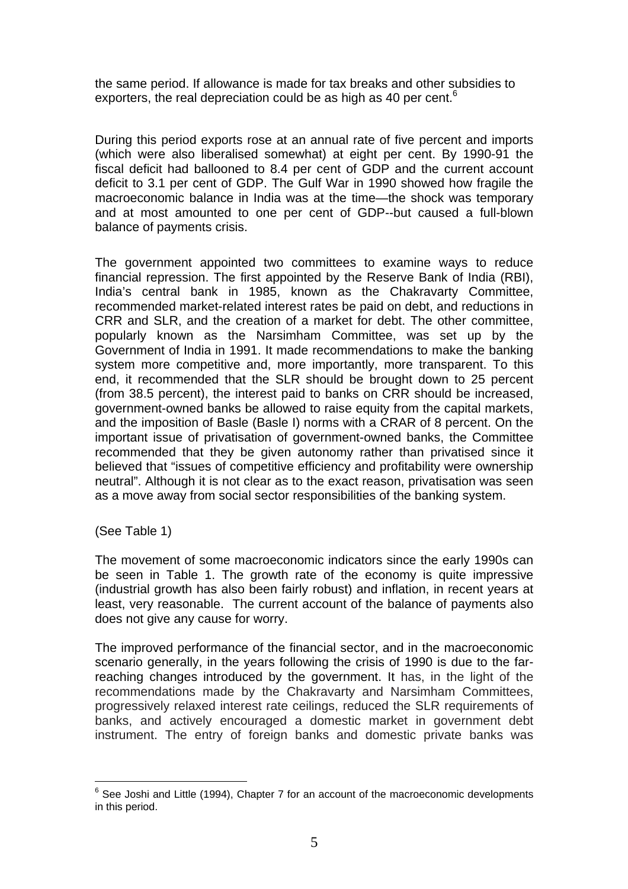the same period. If allowance is made for tax breaks and other subsidies to exporters, the real depreciation could be as high as 40 per cent.[6]

During this period exports rose at an annual rate of five percent and imports (which were also liberalised somewhat) at eight per cent. By 1990-91 the fiscal deficit had ballooned to 8.4 per cent of GDP and the current account deficit to 3.1 per cent of GDP. The Gulf War in 1990 showed how fragile the macroeconomic balance in India was at the time—the shock was temporary and at most amounted to one per cent of GDP--but caused a full-blown balance of payments crisis.

The government appointed two committees to examine ways to reduce financial repression. The first appointed by the Reserve Bank of India (RBI), India's central bank in 1985, known as the Chakravarty Committee, recommended market-related interest rates be paid on debt, and reductions in CRR and SLR, and the creation of a market for debt. The other committee, popularly known as the Narsimham Committee, was set up by the Government of India in 1991. It made recommendations to make the banking system more competitive and, more importantly, more transparent. To this end, it recommended that the SLR should be brought down to 25 percent (from 38.5 percent), the interest paid to banks on CRR should be increased, government-owned banks be allowed to raise equity from the capital markets, and the imposition of Basle (Basle I) norms with a CRAR of 8 percent. On the important issue of privatisation of government-owned banks, the Committee recommended that they be given autonomy rather than privatised since it believed that "issues of competitive efficiency and profitability were ownership neutral". Although it is not clear as to the exact reason, privatisation was seen as a move away from social sector responsibilities of the banking system.

(See Table 1)

The movement of some macroeconomic indicators since the early 1990s can be seen in Table 1. The growth rate of the economy is quite impressive (industrial growth has also been fairly robust) and inflation, in recent years at least, very reasonable. The current account of the balance of payments also does not give any cause for worry.

The improved performance of the financial sector, and in the macroeconomic scenario generally, in the years following the crisis of 1990 is due to the far-reaching changes introduced by the government. It has, in the light of the recommendations made by the Chakravarty and Narsimham Committees, progressively relaxed interest rate ceilings, reduced the SLR requirements of banks, and actively encouraged a domestic market in government debt instrument. The entry of foreign banks and domestic private banks was

[6] See Joshi and Little (1994), Chapter 7 for an account of the macroeconomic developments in this period.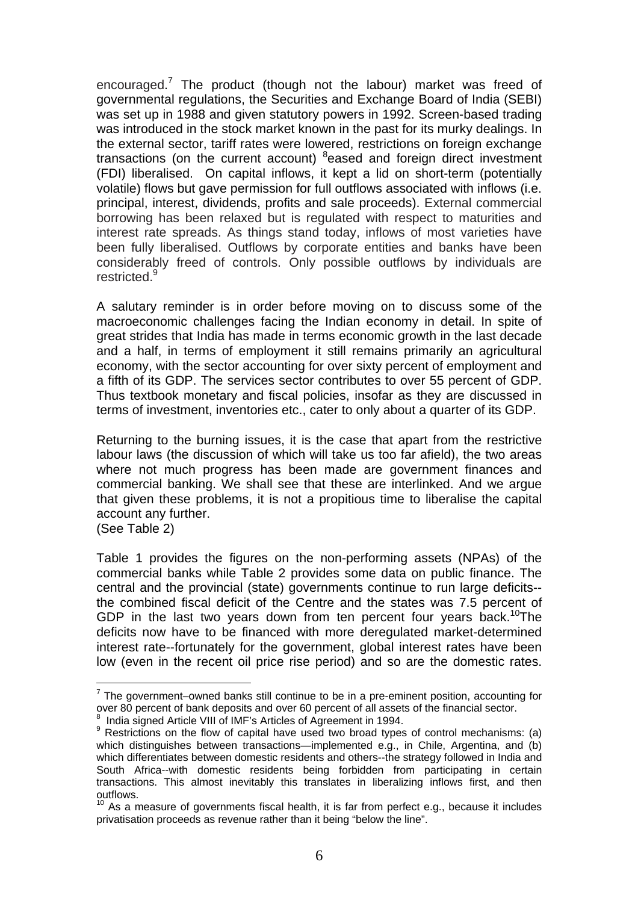encouraged.[7] The product (though not the labour) market was freed of governmental regulations, the Securities and Exchange Board of India (SEBI) was set up in 1988 and given statutory powers in 1992. Screen-based trading was introduced in the stock market known in the past for its murky dealings. In the external sector, tariff rates were lowered, restrictions on foreign exchange transactions (on the current account) [8]eased and foreign direct investment (FDI) liberalised. On capital inflows, it kept a lid on short-term (potentially volatile) flows but gave permission for full outflows associated with inflows (i.e. principal, interest, dividends, profits and sale proceeds). External commercial borrowing has been relaxed but is regulated with respect to maturities and interest rate spreads. As things stand today, inflows of most varieties have been fully liberalised. Outflows by corporate entities and banks have been considerably freed of controls. Only possible outflows by individuals are restricted.[9]

A salutary reminder is in order before moving on to discuss some of the macroeconomic challenges facing the Indian economy in detail. In spite of great strides that India has made in terms economic growth in the last decade and a half, in terms of employment it still remains primarily an agricultural economy, with the sector accounting for over sixty percent of employment and a fifth of its GDP. The services sector contributes to over 55 percent of GDP. Thus textbook monetary and fiscal policies, insofar as they are discussed in terms of investment, inventories etc., cater to only about a quarter of its GDP.

Returning to the burning issues, it is the case that apart from the restrictive labour laws (the discussion of which will take us too far afield), the two areas where not much progress has been made are government finances and commercial banking. We shall see that these are interlinked. And we argue that given these problems, it is not a propitious time to liberalise the capital account any further.
(See Table 2)

Table 1 provides the figures on the non-performing assets (NPAs) of the commercial banks while Table 2 provides some data on public finance. The central and the provincial (state) governments continue to run large deficits--the combined fiscal deficit of the Centre and the states was 7.5 percent of GDP in the last two years down from ten percent four years back.[10]The deficits now have to be financed with more deregulated market-determined interest rate--fortunately for the government, global interest rates have been low (even in the recent oil price rise period) and so are the domestic rates.

[7] The government–owned banks still continue to be in a pre-eminent position, accounting for over 80 percent of bank deposits and over 60 percent of all assets of the financial sector.

[8] India signed Article VIII of IMF's Articles of Agreement in 1994.

[9] Restrictions on the flow of capital have used two broad types of control mechanisms: (a) which distinguishes between transactions—implemented e.g., in Chile, Argentina, and (b) which differentiates between domestic residents and others--the strategy followed in India and South Africa--with domestic residents being forbidden from participating in certain transactions. This almost inevitably this translates in liberalizing inflows first, and then outflows.

[10] As a measure of governments fiscal health, it is far from perfect e.g., because it includes privatisation proceeds as revenue rather than it being "below the line".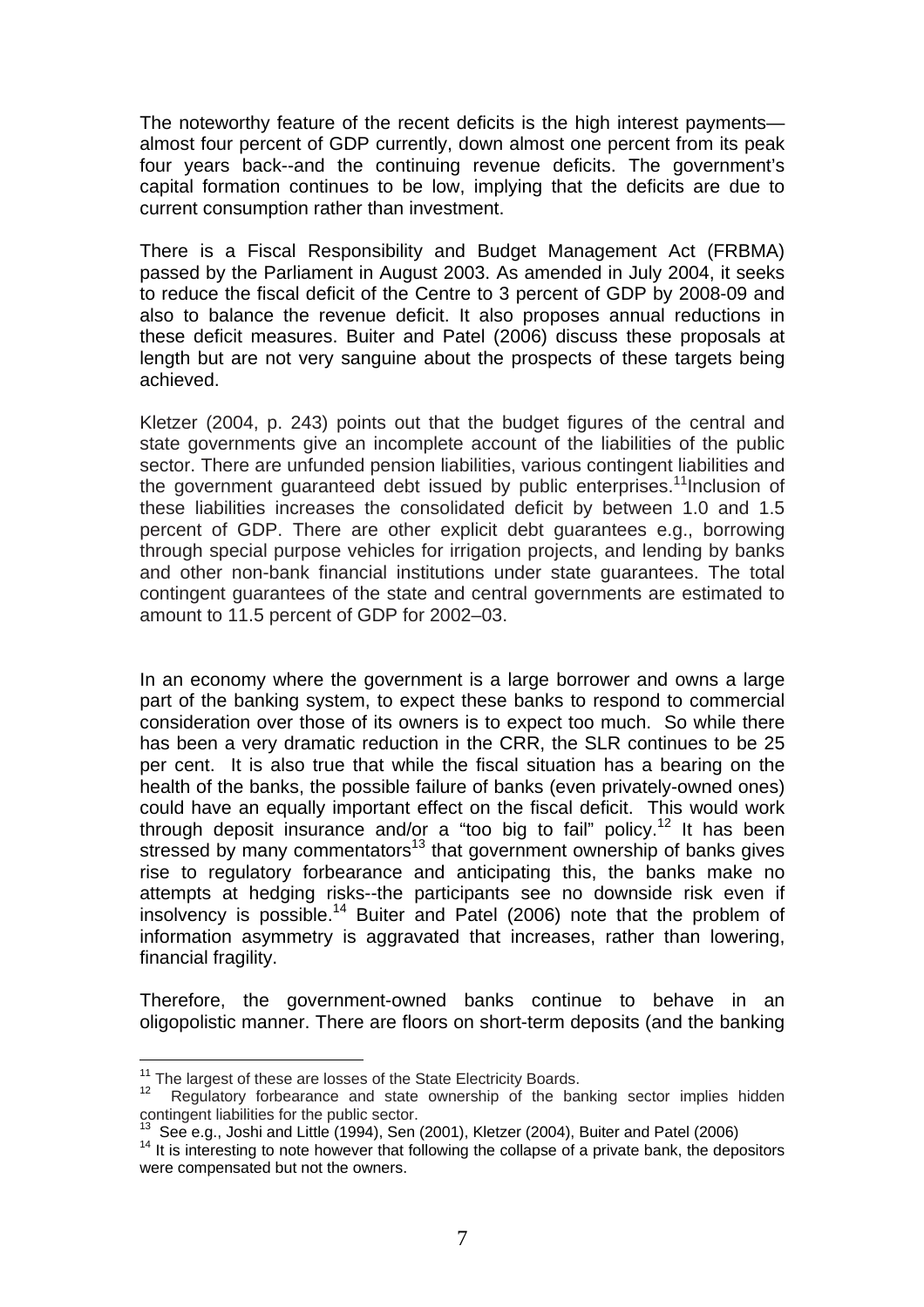The noteworthy feature of the recent deficits is the high interest payments—almost four percent of GDP currently, down almost one percent from its peak four years back--and the continuing revenue deficits. The government's capital formation continues to be low, implying that the deficits are due to current consumption rather than investment.

There is a Fiscal Responsibility and Budget Management Act (FRBMA) passed by the Parliament in August 2003. As amended in July 2004, it seeks to reduce the fiscal deficit of the Centre to 3 percent of GDP by 2008-09 and also to balance the revenue deficit. It also proposes annual reductions in these deficit measures. Buiter and Patel (2006) discuss these proposals at length but are not very sanguine about the prospects of these targets being achieved.

Kletzer (2004, p. 243) points out that the budget figures of the central and state governments give an incomplete account of the liabilities of the public sector. There are unfunded pension liabilities, various contingent liabilities and the government guaranteed debt issued by public enterprises.[11]Inclusion of these liabilities increases the consolidated deficit by between 1.0 and 1.5 percent of GDP. There are other explicit debt guarantees e.g., borrowing through special purpose vehicles for irrigation projects, and lending by banks and other non-bank financial institutions under state guarantees. The total contingent guarantees of the state and central governments are estimated to amount to 11.5 percent of GDP for 2002–03.

In an economy where the government is a large borrower and owns a large part of the banking system, to expect these banks to respond to commercial consideration over those of its owners is to expect too much. So while there has been a very dramatic reduction in the CRR, the SLR continues to be 25 per cent. It is also true that while the fiscal situation has a bearing on the health of the banks, the possible failure of banks (even privately-owned ones) could have an equally important effect on the fiscal deficit. This would work through deposit insurance and/or a "too big to fail" policy.[12] It has been stressed by many commentators[13] that government ownership of banks gives rise to regulatory forbearance and anticipating this, the banks make no attempts at hedging risks--the participants see no downside risk even if insolvency is possible.[14] Buiter and Patel (2006) note that the problem of information asymmetry is aggravated that increases, rather than lowering, financial fragility.

Therefore, the government-owned banks continue to behave in an oligopolistic manner. There are floors on short-term deposits (and the banking

---

[11] The largest of these are losses of the State Electricity Boards.

[12] Regulatory forbearance and state ownership of the banking sector implies hidden contingent liabilities for the public sector.

[13] See e.g., Joshi and Little (1994), Sen (2001), Kletzer (2004), Buiter and Patel (2006)

[14] It is interesting to note however that following the collapse of a private bank, the depositors were compensated but not the owners.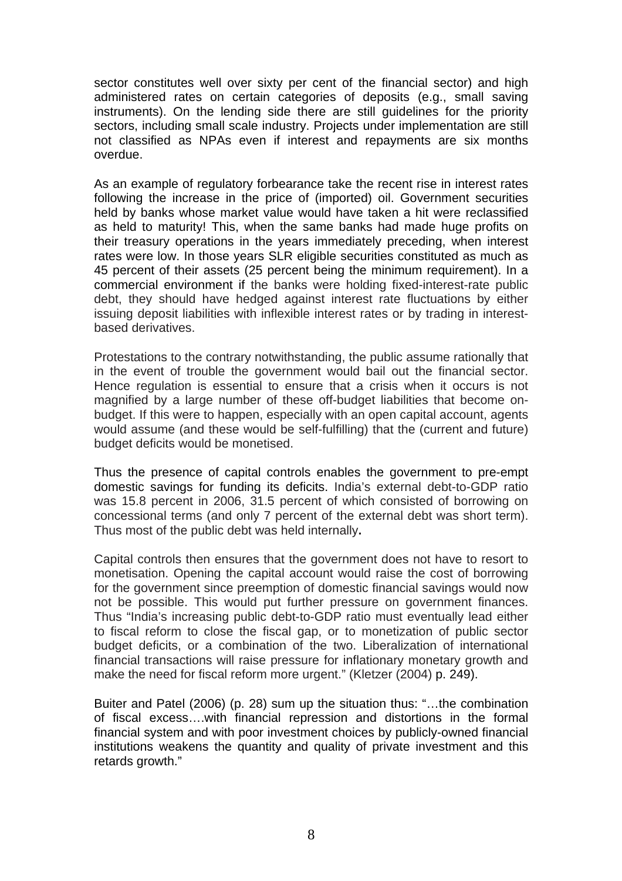sector constitutes well over sixty per cent of the financial sector) and high administered rates on certain categories of deposits (e.g., small saving instruments). On the lending side there are still guidelines for the priority sectors, including small scale industry. Projects under implementation are still not classified as NPAs even if interest and repayments are six months overdue.

As an example of regulatory forbearance take the recent rise in interest rates following the increase in the price of (imported) oil. Government securities held by banks whose market value would have taken a hit were reclassified as held to maturity! This, when the same banks had made huge profits on their treasury operations in the years immediately preceding, when interest rates were low. In those years SLR eligible securities constituted as much as 45 percent of their assets (25 percent being the minimum requirement). In a commercial environment if the banks were holding fixed-interest-rate public debt, they should have hedged against interest rate fluctuations by either issuing deposit liabilities with inflexible interest rates or by trading in interest-based derivatives.

Protestations to the contrary notwithstanding, the public assume rationally that in the event of trouble the government would bail out the financial sector. Hence regulation is essential to ensure that a crisis when it occurs is not magnified by a large number of these off-budget liabilities that become on-budget. If this were to happen, especially with an open capital account, agents would assume (and these would be self-fulfilling) that the (current and future) budget deficits would be monetised.

Thus the presence of capital controls enables the government to pre-empt domestic savings for funding its deficits. India's external debt-to-GDP ratio was 15.8 percent in 2006, 31.5 percent of which consisted of borrowing on concessional terms (and only 7 percent of the external debt was short term). Thus most of the public debt was held internally**.**

Capital controls then ensures that the government does not have to resort to monetisation. Opening the capital account would raise the cost of borrowing for the government since preemption of domestic financial savings would now not be possible. This would put further pressure on government finances. Thus "India's increasing public debt-to-GDP ratio must eventually lead either to fiscal reform to close the fiscal gap, or to monetization of public sector budget deficits, or a combination of the two. Liberalization of international financial transactions will raise pressure for inflationary monetary growth and make the need for fiscal reform more urgent." (Kletzer (2004) p. 249).

Buiter and Patel (2006) (p. 28) sum up the situation thus: "…the combination of fiscal excess….with financial repression and distortions in the formal financial system and with poor investment choices by publicly-owned financial institutions weakens the quantity and quality of private investment and this retards growth."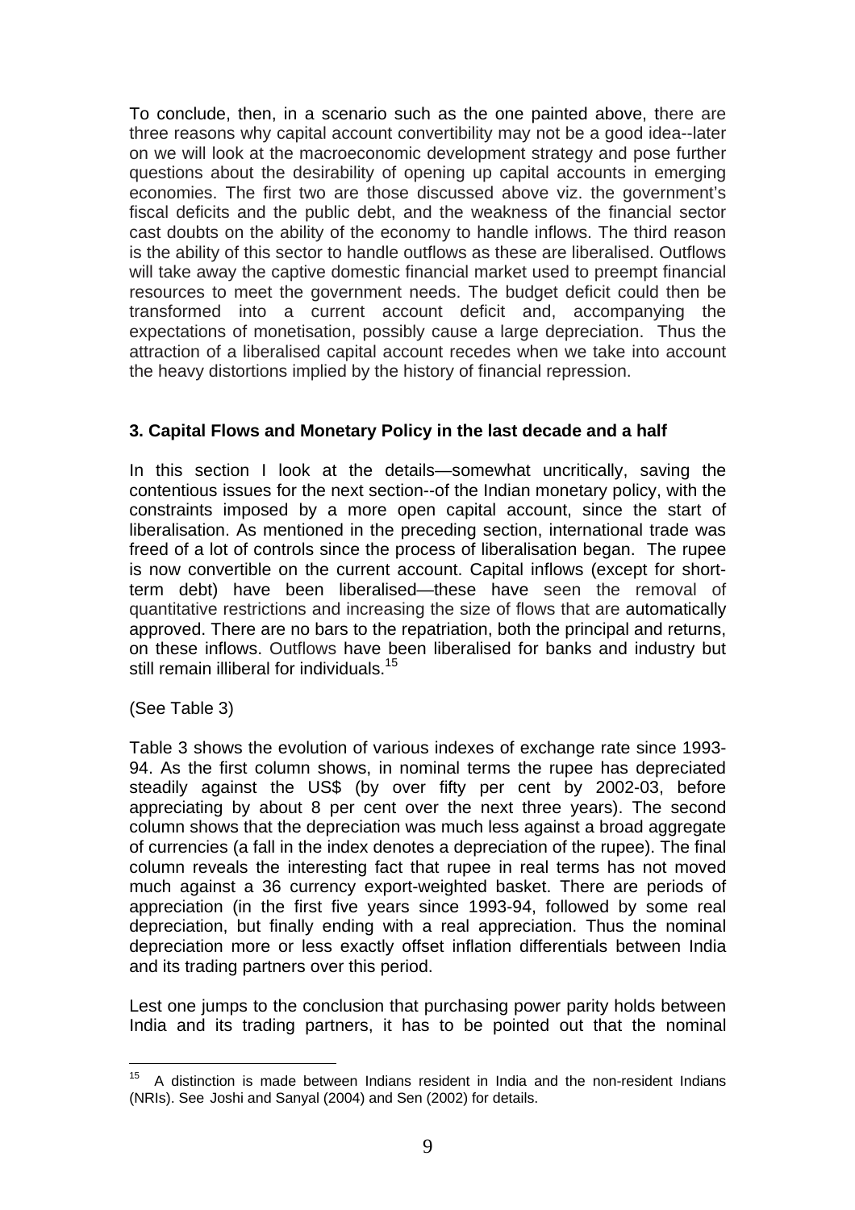To conclude, then, in a scenario such as the one painted above, there are three reasons why capital account convertibility may not be a good idea--later on we will look at the macroeconomic development strategy and pose further questions about the desirability of opening up capital accounts in emerging economies. The first two are those discussed above viz. the government's fiscal deficits and the public debt, and the weakness of the financial sector cast doubts on the ability of the economy to handle inflows. The third reason is the ability of this sector to handle outflows as these are liberalised. Outflows will take away the captive domestic financial market used to preempt financial resources to meet the government needs. The budget deficit could then be transformed into a current account deficit and, accompanying the expectations of monetisation, possibly cause a large depreciation. Thus the attraction of a liberalised capital account recedes when we take into account the heavy distortions implied by the history of financial repression.

### 3. Capital Flows and Monetary Policy in the last decade and a half

In this section I look at the details—somewhat uncritically, saving the contentious issues for the next section--of the Indian monetary policy, with the constraints imposed by a more open capital account, since the start of liberalisation. As mentioned in the preceding section, international trade was freed of a lot of controls since the process of liberalisation began. The rupee is now convertible on the current account. Capital inflows (except for short-term debt) have been liberalised—these have seen the removal of quantitative restrictions and increasing the size of flows that are automatically approved. There are no bars to the repatriation, both the principal and returns, on these inflows. Outflows have been liberalised for banks and industry but still remain illiberal for individuals.[15]

(See Table 3)

Table 3 shows the evolution of various indexes of exchange rate since 1993-94. As the first column shows, in nominal terms the rupee has depreciated steadily against the US$ (by over fifty per cent by 2002-03, before appreciating by about 8 per cent over the next three years). The second column shows that the depreciation was much less against a broad aggregate of currencies (a fall in the index denotes a depreciation of the rupee). The final column reveals the interesting fact that rupee in real terms has not moved much against a 36 currency export-weighted basket. There are periods of appreciation (in the first five years since 1993-94, followed by some real depreciation, but finally ending with a real appreciation. Thus the nominal depreciation more or less exactly offset inflation differentials between India and its trading partners over this period.

Lest one jumps to the conclusion that purchasing power parity holds between India and its trading partners, it has to be pointed out that the nominal

[15] A distinction is made between Indians resident in India and the non-resident Indians (NRIs). See Joshi and Sanyal (2004) and Sen (2002) for details.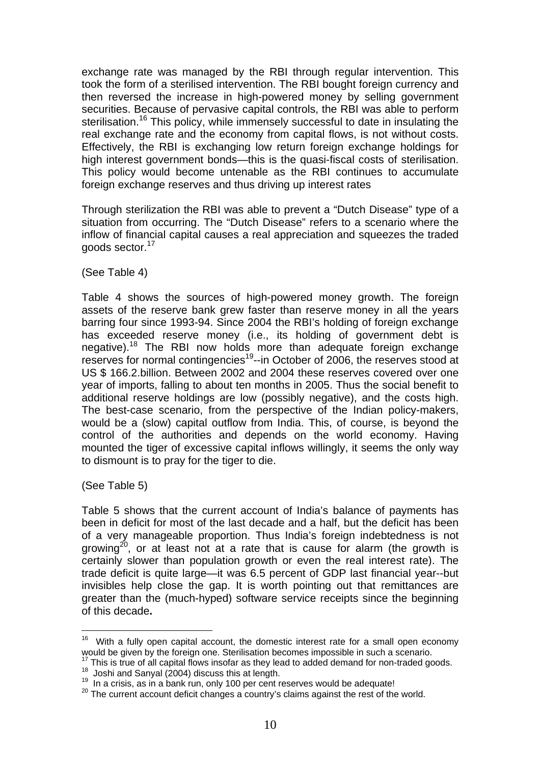exchange rate was managed by the RBI through regular intervention. This took the form of a sterilised intervention. The RBI bought foreign currency and then reversed the increase in high-powered money by selling government securities. Because of pervasive capital controls, the RBI was able to perform sterilisation.[16] This policy, while immensely successful to date in insulating the real exchange rate and the economy from capital flows, is not without costs. Effectively, the RBI is exchanging low return foreign exchange holdings for high interest government bonds—this is the quasi-fiscal costs of sterilisation. This policy would become untenable as the RBI continues to accumulate foreign exchange reserves and thus driving up interest rates

Through sterilization the RBI was able to prevent a "Dutch Disease" type of a situation from occurring. The "Dutch Disease" refers to a scenario where the inflow of financial capital causes a real appreciation and squeezes the traded goods sector.[17]

(See Table 4)

Table 4 shows the sources of high-powered money growth. The foreign assets of the reserve bank grew faster than reserve money in all the years barring four since 1993-94. Since 2004 the RBI's holding of foreign exchange has exceeded reserve money (i.e., its holding of government debt is negative).[18] The RBI now holds more than adequate foreign exchange reserves for normal contingencies[19]--in October of 2006, the reserves stood at US $ 166.2.billion. Between 2002 and 2004 these reserves covered over one year of imports, falling to about ten months in 2005. Thus the social benefit to additional reserve holdings are low (possibly negative), and the costs high. The best-case scenario, from the perspective of the Indian policy-makers, would be a (slow) capital outflow from India. This, of course, is beyond the control of the authorities and depends on the world economy. Having mounted the tiger of excessive capital inflows willingly, it seems the only way to dismount is to pray for the tiger to die.

(See Table 5)

Table 5 shows that the current account of India's balance of payments has been in deficit for most of the last decade and a half, but the deficit has been of a very manageable proportion. Thus India's foreign indebtedness is not growing[20], or at least not at a rate that is cause for alarm (the growth is certainly slower than population growth or even the real interest rate). The trade deficit is quite large—it was 6.5 percent of GDP last financial year--but invisibles help close the gap. It is worth pointing out that remittances are greater than the (much-hyped) software service receipts since the beginning of this decade**.**

---

[16] With a fully open capital account, the domestic interest rate for a small open economy would be given by the foreign one. Sterilisation becomes impossible in such a scenario.

[17] This is true of all capital flows insofar as they lead to added demand for non-traded goods.

[18] Joshi and Sanyal (2004) discuss this at length.

[19] In a crisis, as in a bank run, only 100 per cent reserves would be adequate!

[20] The current account deficit changes a country's claims against the rest of the world.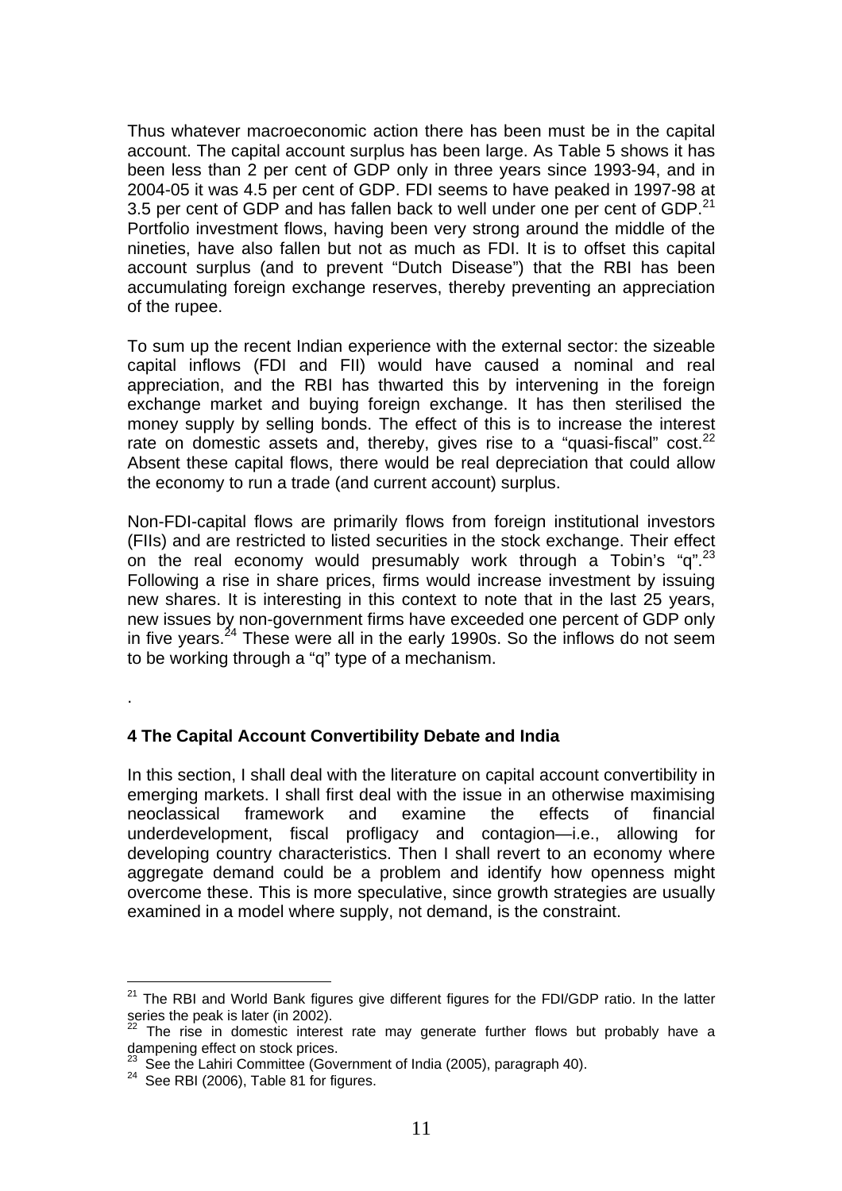Thus whatever macroeconomic action there has been must be in the capital account. The capital account surplus has been large. As Table 5 shows it has been less than 2 per cent of GDP only in three years since 1993-94, and in 2004-05 it was 4.5 per cent of GDP. FDI seems to have peaked in 1997-98 at 3.5 per cent of GDP and has fallen back to well under one per cent of GDP.[21] Portfolio investment flows, having been very strong around the middle of the nineties, have also fallen but not as much as FDI. It is to offset this capital account surplus (and to prevent "Dutch Disease") that the RBI has been accumulating foreign exchange reserves, thereby preventing an appreciation of the rupee.

To sum up the recent Indian experience with the external sector: the sizeable capital inflows (FDI and FII) would have caused a nominal and real appreciation, and the RBI has thwarted this by intervening in the foreign exchange market and buying foreign exchange. It has then sterilised the money supply by selling bonds. The effect of this is to increase the interest rate on domestic assets and, thereby, gives rise to a "quasi-fiscal" cost.[22] Absent these capital flows, there would be real depreciation that could allow the economy to run a trade (and current account) surplus.

Non-FDI-capital flows are primarily flows from foreign institutional investors (FIIs) and are restricted to listed securities in the stock exchange. Their effect on the real economy would presumably work through a Tobin's "q".[23] Following a rise in share prices, firms would increase investment by issuing new shares. It is interesting in this context to note that in the last 25 years, new issues by non-government firms have exceeded one percent of GDP only in five years.[24] These were all in the early 1990s. So the inflows do not seem to be working through a "q" type of a mechanism.

.

## 4 The Capital Account Convertibility Debate and India

In this section, I shall deal with the literature on capital account convertibility in emerging markets. I shall first deal with the issue in an otherwise maximising neoclassical framework and examine the effects of financial underdevelopment, fiscal profligacy and contagion—i.e., allowing for developing country characteristics. Then I shall revert to an economy where aggregate demand could be a problem and identify how openness might overcome these. This is more speculative, since growth strategies are usually examined in a model where supply, not demand, is the constraint.

---

[21] The RBI and World Bank figures give different figures for the FDI/GDP ratio. In the latter series the peak is later (in 2002).

[22] The rise in domestic interest rate may generate further flows but probably have a dampening effect on stock prices.

[23] See the Lahiri Committee (Government of India (2005), paragraph 40).

[24] See RBI (2006), Table 81 for figures.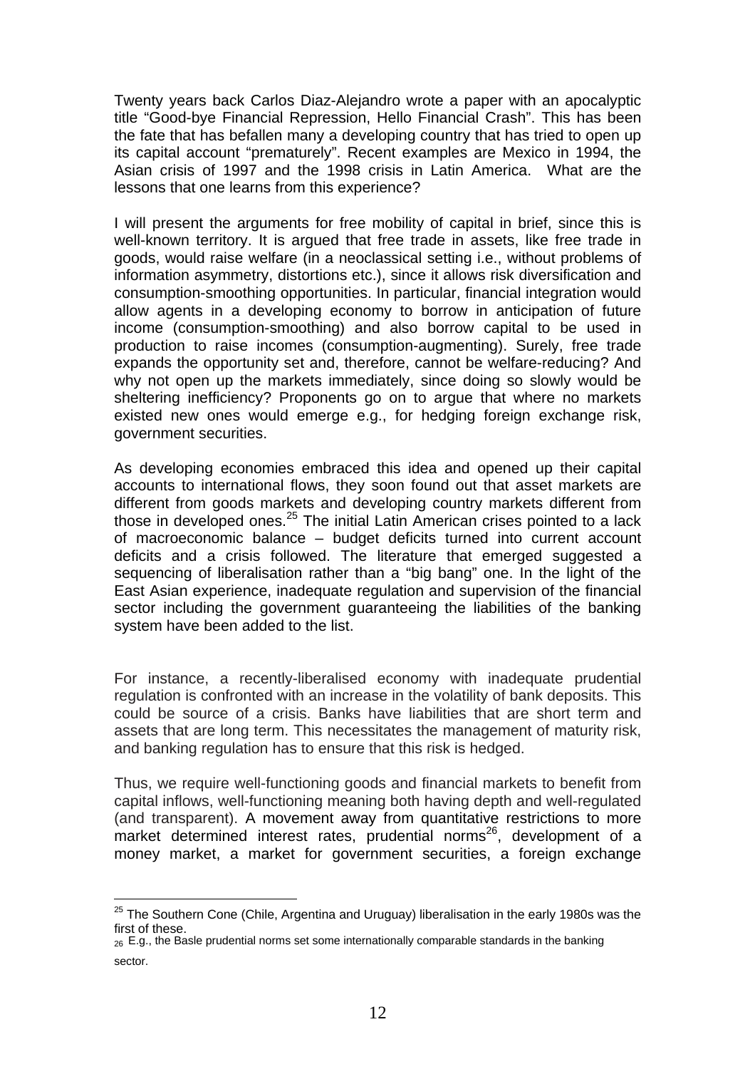Twenty years back Carlos Diaz-Alejandro wrote a paper with an apocalyptic title "Good-bye Financial Repression, Hello Financial Crash". This has been the fate that has befallen many a developing country that has tried to open up its capital account "prematurely". Recent examples are Mexico in 1994, the Asian crisis of 1997 and the 1998 crisis in Latin America. What are the lessons that one learns from this experience?

I will present the arguments for free mobility of capital in brief, since this is well-known territory. It is argued that free trade in assets, like free trade in goods, would raise welfare (in a neoclassical setting i.e., without problems of information asymmetry, distortions etc.), since it allows risk diversification and consumption-smoothing opportunities. In particular, financial integration would allow agents in a developing economy to borrow in anticipation of future income (consumption-smoothing) and also borrow capital to be used in production to raise incomes (consumption-augmenting). Surely, free trade expands the opportunity set and, therefore, cannot be welfare-reducing? And why not open up the markets immediately, since doing so slowly would be sheltering inefficiency? Proponents go on to argue that where no markets existed new ones would emerge e.g., for hedging foreign exchange risk, government securities.

As developing economies embraced this idea and opened up their capital accounts to international flows, they soon found out that asset markets are different from goods markets and developing country markets different from those in developed ones.[25] The initial Latin American crises pointed to a lack of macroeconomic balance – budget deficits turned into current account deficits and a crisis followed. The literature that emerged suggested a sequencing of liberalisation rather than a "big bang" one. In the light of the East Asian experience, inadequate regulation and supervision of the financial sector including the government guaranteeing the liabilities of the banking system have been added to the list.

For instance, a recently-liberalised economy with inadequate prudential regulation is confronted with an increase in the volatility of bank deposits. This could be source of a crisis. Banks have liabilities that are short term and assets that are long term. This necessitates the management of maturity risk, and banking regulation has to ensure that this risk is hedged.

Thus, we require well-functioning goods and financial markets to benefit from capital inflows, well-functioning meaning both having depth and well-regulated (and transparent). A movement away from quantitative restrictions to more market determined interest rates, prudential norms[26], development of a money market, a market for government securities, a foreign exchange

---

[25] The Southern Cone (Chile, Argentina and Uruguay) liberalisation in the early 1980s was the first of these.

[26] E.g., the Basle prudential norms set some internationally comparable standards in the banking sector.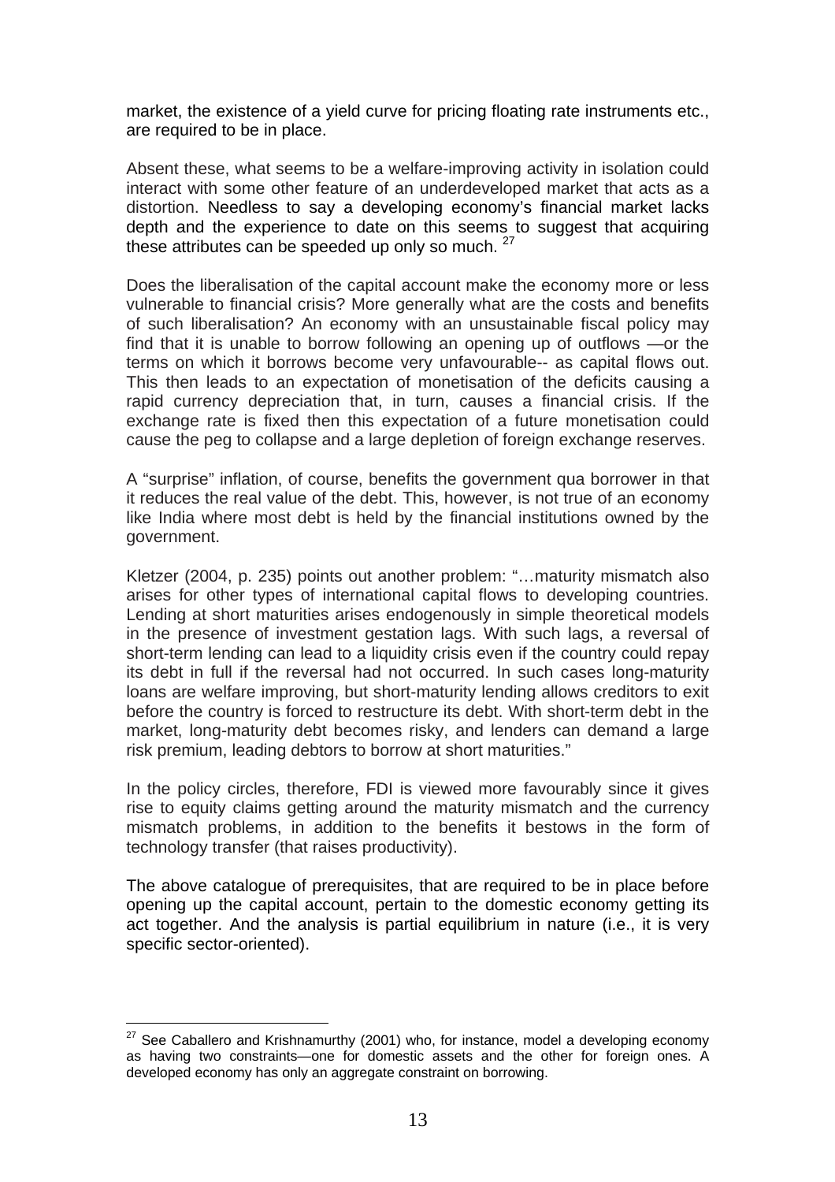market, the existence of a yield curve for pricing floating rate instruments etc., are required to be in place.

Absent these, what seems to be a welfare-improving activity in isolation could interact with some other feature of an underdeveloped market that acts as a distortion. Needless to say a developing economy's financial market lacks depth and the experience to date on this seems to suggest that acquiring these attributes can be speeded up only so much. [27]

Does the liberalisation of the capital account make the economy more or less vulnerable to financial crisis? More generally what are the costs and benefits of such liberalisation? An economy with an unsustainable fiscal policy may find that it is unable to borrow following an opening up of outflows —or the terms on which it borrows become very unfavourable-- as capital flows out. This then leads to an expectation of monetisation of the deficits causing a rapid currency depreciation that, in turn, causes a financial crisis. If the exchange rate is fixed then this expectation of a future monetisation could cause the peg to collapse and a large depletion of foreign exchange reserves.

A "surprise" inflation, of course, benefits the government qua borrower in that it reduces the real value of the debt. This, however, is not true of an economy like India where most debt is held by the financial institutions owned by the government.

Kletzer (2004, p. 235) points out another problem: "…maturity mismatch also arises for other types of international capital flows to developing countries. Lending at short maturities arises endogenously in simple theoretical models in the presence of investment gestation lags. With such lags, a reversal of short-term lending can lead to a liquidity crisis even if the country could repay its debt in full if the reversal had not occurred. In such cases long-maturity loans are welfare improving, but short-maturity lending allows creditors to exit before the country is forced to restructure its debt. With short-term debt in the market, long-maturity debt becomes risky, and lenders can demand a large risk premium, leading debtors to borrow at short maturities."

In the policy circles, therefore, FDI is viewed more favourably since it gives rise to equity claims getting around the maturity mismatch and the currency mismatch problems, in addition to the benefits it bestows in the form of technology transfer (that raises productivity).

The above catalogue of prerequisites, that are required to be in place before opening up the capital account, pertain to the domestic economy getting its act together. And the analysis is partial equilibrium in nature (i.e., it is very specific sector-oriented).

---

[27] See Caballero and Krishnamurthy (2001) who, for instance, model a developing economy as having two constraints—one for domestic assets and the other for foreign ones. A developed economy has only an aggregate constraint on borrowing.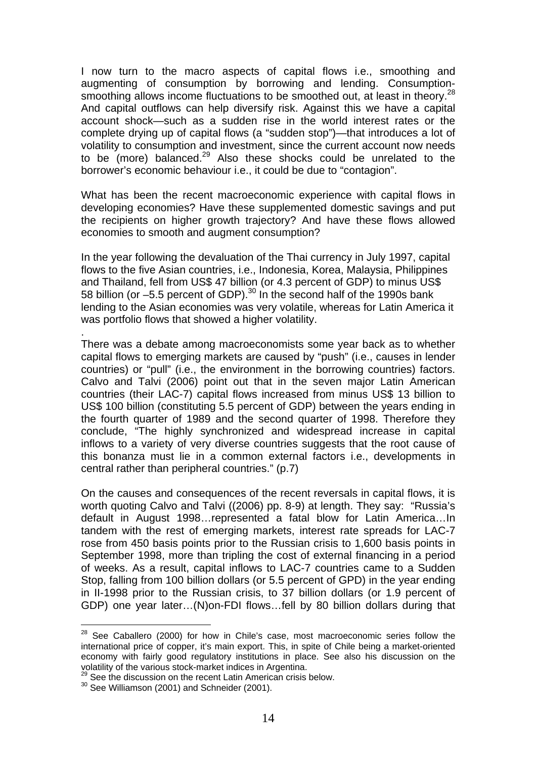I now turn to the macro aspects of capital flows i.e., smoothing and augmenting of consumption by borrowing and lending. Consumption-smoothing allows income fluctuations to be smoothed out, at least in theory.[28] And capital outflows can help diversify risk. Against this we have a capital account shock—such as a sudden rise in the world interest rates or the complete drying up of capital flows (a "sudden stop")—that introduces a lot of volatility to consumption and investment, since the current account now needs to be (more) balanced.[29] Also these shocks could be unrelated to the borrower's economic behaviour i.e., it could be due to "contagion".

What has been the recent macroeconomic experience with capital flows in developing economies? Have these supplemented domestic savings and put the recipients on higher growth trajectory? And have these flows allowed economies to smooth and augment consumption?

In the year following the devaluation of the Thai currency in July 1997, capital flows to the five Asian countries, i.e., Indonesia, Korea, Malaysia, Philippines and Thailand, fell from US$ 47 billion (or 4.3 percent of GDP) to minus US$ 58 billion (or –5.5 percent of GDP).[30] In the second half of the 1990s bank lending to the Asian economies was very volatile, whereas for Latin America it was portfolio flows that showed a higher volatility.

.
There was a debate among macroeconomists some year back as to whether capital flows to emerging markets are caused by "push" (i.e., causes in lender countries) or "pull" (i.e., the environment in the borrowing countries) factors. Calvo and Talvi (2006) point out that in the seven major Latin American countries (their LAC-7) capital flows increased from minus US$ 13 billion to US$ 100 billion (constituting 5.5 percent of GDP) between the years ending in the fourth quarter of 1989 and the second quarter of 1998. Therefore they conclude, "The highly synchronized and widespread increase in capital inflows to a variety of very diverse countries suggests that the root cause of this bonanza must lie in a common external factors i.e., developments in central rather than peripheral countries." (p.7)

On the causes and consequences of the recent reversals in capital flows, it is worth quoting Calvo and Talvi ((2006) pp. 8-9) at length. They say: "Russia's default in August 1998…represented a fatal blow for Latin America…In tandem with the rest of emerging markets, interest rate spreads for LAC-7 rose from 450 basis points prior to the Russian crisis to 1,600 basis points in September 1998, more than tripling the cost of external financing in a period of weeks. As a result, capital inflows to LAC-7 countries came to a Sudden Stop, falling from 100 billion dollars (or 5.5 percent of GPD) in the year ending in II-1998 prior to the Russian crisis, to 37 billion dollars (or 1.9 percent of GDP) one year later…(N)on-FDI flows…fell by 80 billion dollars during that

---

[28] See Caballero (2000) for how in Chile's case, most macroeconomic series follow the international price of copper, it's main export. This, in spite of Chile being a market-oriented economy with fairly good regulatory institutions in place. See also his discussion on the volatility of the various stock-market indices in Argentina.

[29] See the discussion on the recent Latin American crisis below.

[30] See Williamson (2001) and Schneider (2001).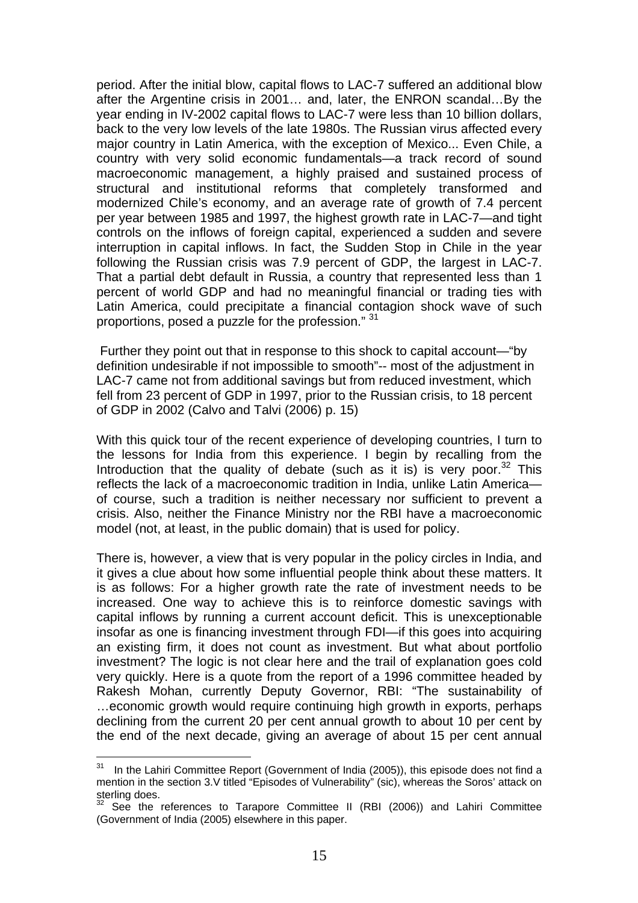period. After the initial blow, capital flows to LAC-7 suffered an additional blow after the Argentine crisis in 2001… and, later, the ENRON scandal…By the year ending in IV-2002 capital flows to LAC-7 were less than 10 billion dollars, back to the very low levels of the late 1980s. The Russian virus affected every major country in Latin America, with the exception of Mexico... Even Chile, a country with very solid economic fundamentals—a track record of sound macroeconomic management, a highly praised and sustained process of structural and institutional reforms that completely transformed and modernized Chile's economy, and an average rate of growth of 7.4 percent per year between 1985 and 1997, the highest growth rate in LAC-7—and tight controls on the inflows of foreign capital, experienced a sudden and severe interruption in capital inflows. In fact, the Sudden Stop in Chile in the year following the Russian crisis was 7.9 percent of GDP, the largest in LAC-7. That a partial debt default in Russia, a country that represented less than 1 percent of world GDP and had no meaningful financial or trading ties with Latin America, could precipitate a financial contagion shock wave of such proportions, posed a puzzle for the profession." [31]

Further they point out that in response to this shock to capital account—"by definition undesirable if not impossible to smooth"-- most of the adjustment in LAC-7 came not from additional savings but from reduced investment, which fell from 23 percent of GDP in 1997, prior to the Russian crisis, to 18 percent of GDP in 2002 (Calvo and Talvi (2006) p. 15)

With this quick tour of the recent experience of developing countries, I turn to the lessons for India from this experience. I begin by recalling from the Introduction that the quality of debate (such as it is) is very poor.[32] This reflects the lack of a macroeconomic tradition in India, unlike Latin America—of course, such a tradition is neither necessary nor sufficient to prevent a crisis. Also, neither the Finance Ministry nor the RBI have a macroeconomic model (not, at least, in the public domain) that is used for policy.

There is, however, a view that is very popular in the policy circles in India, and it gives a clue about how some influential people think about these matters. It is as follows: For a higher growth rate the rate of investment needs to be increased. One way to achieve this is to reinforce domestic savings with capital inflows by running a current account deficit. This is unexceptionable insofar as one is financing investment through FDI—if this goes into acquiring an existing firm, it does not count as investment. But what about portfolio investment? The logic is not clear here and the trail of explanation goes cold very quickly. Here is a quote from the report of a 1996 committee headed by Rakesh Mohan, currently Deputy Governor, RBI: "The sustainability of …economic growth would require continuing high growth in exports, perhaps declining from the current 20 per cent annual growth to about 10 per cent by the end of the next decade, giving an average of about 15 per cent annual

---

[31] In the Lahiri Committee Report (Government of India (2005)), this episode does not find a mention in the section 3.V titled "Episodes of Vulnerability" (sic), whereas the Soros' attack on sterling does.

[32] See the references to Tarapore Committee II (RBI (2006)) and Lahiri Committee (Government of India (2005) elsewhere in this paper.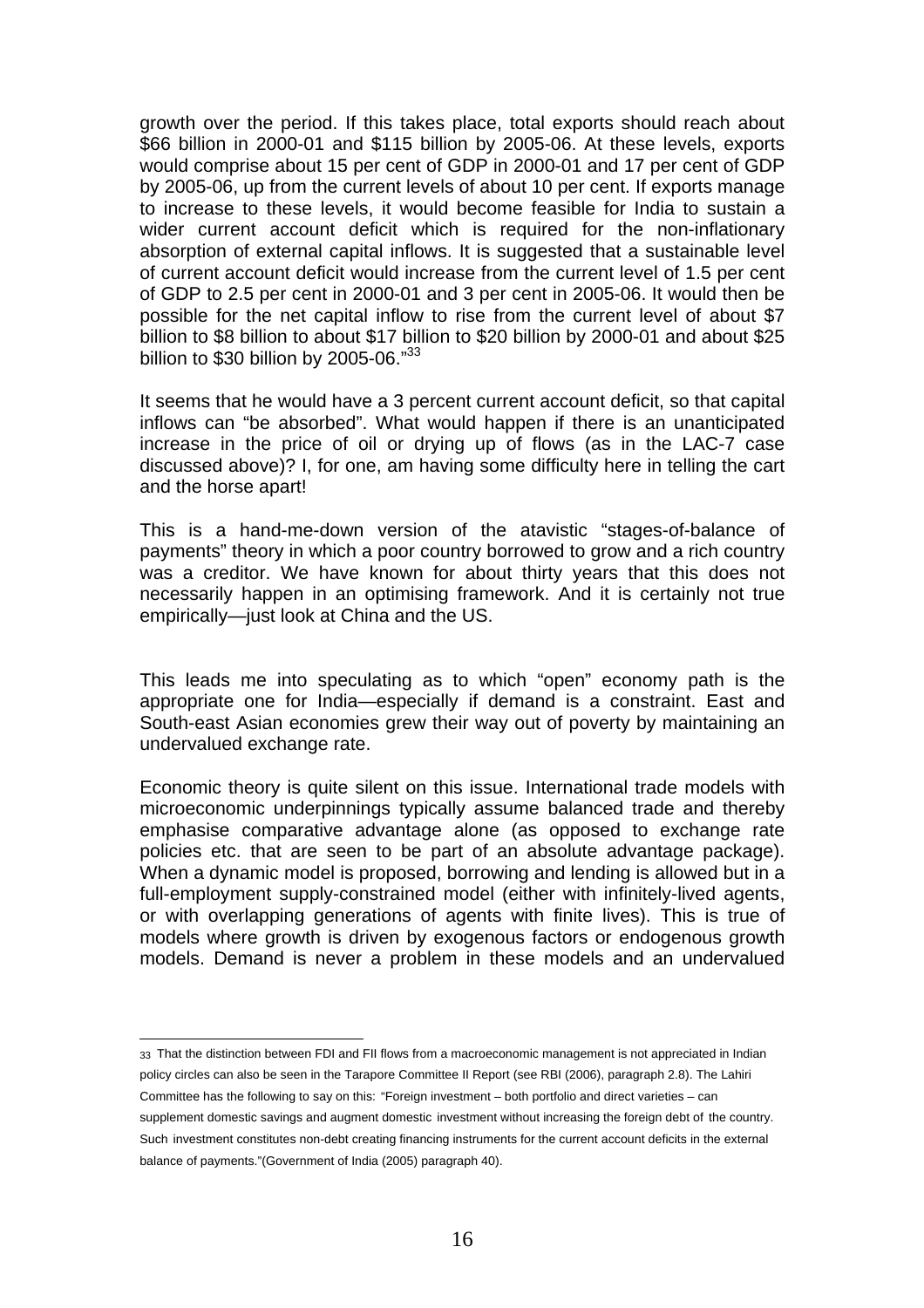growth over the period. If this takes place, total exports should reach about \$66 billion in 2000-01 and \$115 billion by 2005-06. At these levels, exports would comprise about 15 per cent of GDP in 2000-01 and 17 per cent of GDP by 2005-06, up from the current levels of about 10 per cent. If exports manage to increase to these levels, it would become feasible for India to sustain a wider current account deficit which is required for the non-inflationary absorption of external capital inflows. It is suggested that a sustainable level of current account deficit would increase from the current level of 1.5 per cent of GDP to 2.5 per cent in 2000-01 and 3 per cent in 2005-06. It would then be possible for the net capital inflow to rise from the current level of about \$7 billion to \$8 billion to about \$17 billion to \$20 billion by 2000-01 and about \$25 billion to \$30 billion by 2005-06."[33]

It seems that he would have a 3 percent current account deficit, so that capital inflows can "be absorbed". What would happen if there is an unanticipated increase in the price of oil or drying up of flows (as in the LAC-7 case discussed above)? I, for one, am having some difficulty here in telling the cart and the horse apart!

This is a hand-me-down version of the atavistic "stages-of-balance of payments" theory in which a poor country borrowed to grow and a rich country was a creditor. We have known for about thirty years that this does not necessarily happen in an optimising framework. And it is certainly not true empirically—just look at China and the US.

This leads me into speculating as to which "open" economy path is the appropriate one for India—especially if demand is a constraint. East and South-east Asian economies grew their way out of poverty by maintaining an undervalued exchange rate.

Economic theory is quite silent on this issue. International trade models with microeconomic underpinnings typically assume balanced trade and thereby emphasise comparative advantage alone (as opposed to exchange rate policies etc. that are seen to be part of an absolute advantage package). When a dynamic model is proposed, borrowing and lending is allowed but in a full-employment supply-constrained model (either with infinitely-lived agents, or with overlapping generations of agents with finite lives). This is true of models where growth is driven by exogenous factors or endogenous growth models. Demand is never a problem in these models and an undervalued

---

[33] That the distinction between FDI and FII flows from a macroeconomic management is not appreciated in Indian policy circles can also be seen in the Tarapore Committee II Report (see RBI (2006), paragraph 2.8). The Lahiri Committee has the following to say on this: "Foreign investment – both portfolio and direct varieties – can supplement domestic savings and augment domestic investment without increasing the foreign debt of the country. Such investment constitutes non-debt creating financing instruments for the current account deficits in the external balance of payments."(Government of India (2005) paragraph 40).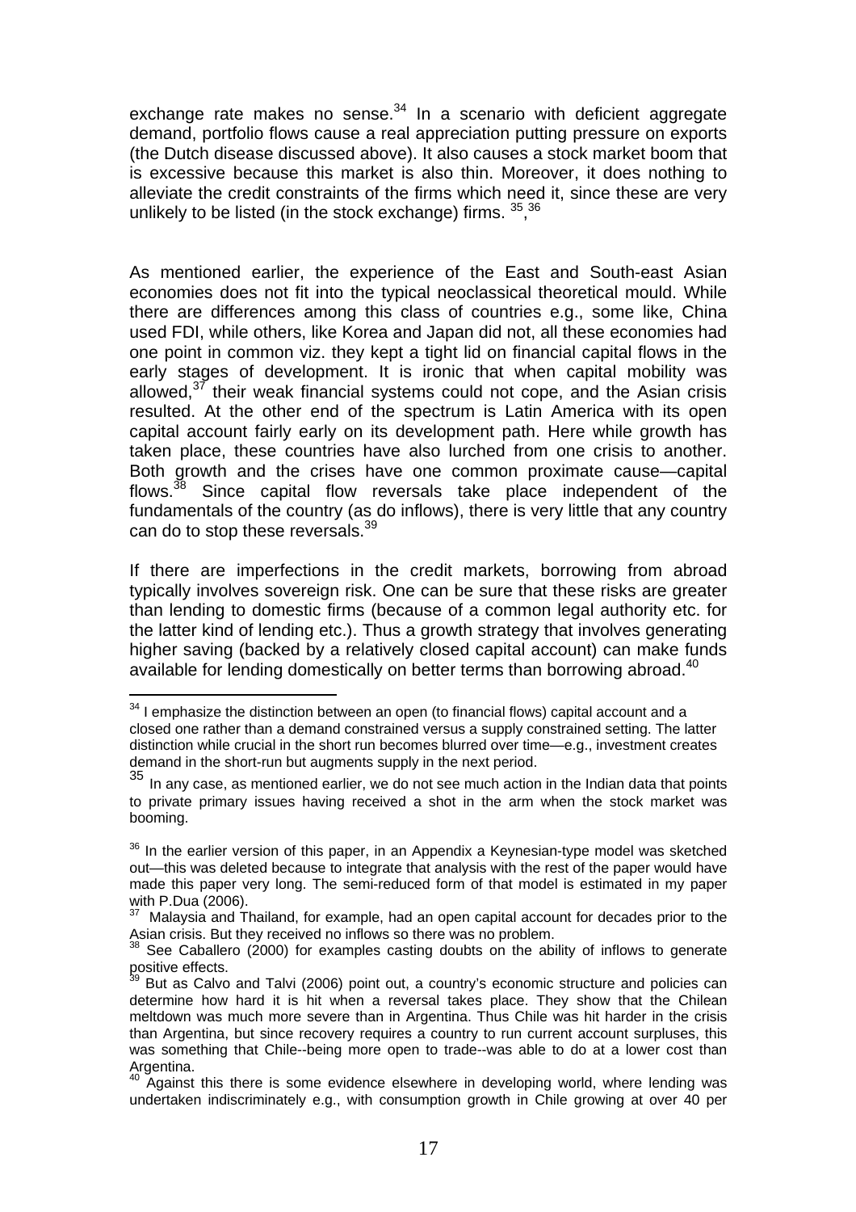exchange rate makes no sense.[34] In a scenario with deficient aggregate demand, portfolio flows cause a real appreciation putting pressure on exports (the Dutch disease discussed above). It also causes a stock market boom that is excessive because this market is also thin. Moreover, it does nothing to alleviate the credit constraints of the firms which need it, since these are very unlikely to be listed (in the stock exchange) firms. [35],[36]

As mentioned earlier, the experience of the East and South-east Asian economies does not fit into the typical neoclassical theoretical mould. While there are differences among this class of countries e.g., some like, China used FDI, while others, like Korea and Japan did not, all these economies had one point in common viz. they kept a tight lid on financial capital flows in the early stages of development. It is ironic that when capital mobility was allowed,[37] their weak financial systems could not cope, and the Asian crisis resulted. At the other end of the spectrum is Latin America with its open capital account fairly early on its development path. Here while growth has taken place, these countries have also lurched from one crisis to another. Both growth and the crises have one common proximate cause—capital flows.[38] Since capital flow reversals take place independent of the fundamentals of the country (as do inflows), there is very little that any country can do to stop these reversals.[39]

If there are imperfections in the credit markets, borrowing from abroad typically involves sovereign risk. One can be sure that these risks are greater than lending to domestic firms (because of a common legal authority etc. for the latter kind of lending etc.). Thus a growth strategy that involves generating higher saving (backed by a relatively closed capital account) can make funds available for lending domestically on better terms than borrowing abroad.[40]

---

[34] I emphasize the distinction between an open (to financial flows) capital account and a closed one rather than a demand constrained versus a supply constrained setting. The latter distinction while crucial in the short run becomes blurred over time—e.g., investment creates demand in the short-run but augments supply in the next period.

[35] In any case, as mentioned earlier, we do not see much action in the Indian data that points to private primary issues having received a shot in the arm when the stock market was booming.

[36] In the earlier version of this paper, in an Appendix a Keynesian-type model was sketched out—this was deleted because to integrate that analysis with the rest of the paper would have made this paper very long. The semi-reduced form of that model is estimated in my paper with P.Dua (2006).

[37] Malaysia and Thailand, for example, had an open capital account for decades prior to the Asian crisis. But they received no inflows so there was no problem.

[38] See Caballero (2000) for examples casting doubts on the ability of inflows to generate positive effects.

[39] But as Calvo and Talvi (2006) point out, a country's economic structure and policies can determine how hard it is hit when a reversal takes place. They show that the Chilean meltdown was much more severe than in Argentina. Thus Chile was hit harder in the crisis than Argentina, but since recovery requires a country to run current account surpluses, this was something that Chile--being more open to trade--was able to do at a lower cost than Argentina.

[40] Against this there is some evidence elsewhere in developing world, where lending was undertaken indiscriminately e.g., with consumption growth in Chile growing at over 40 per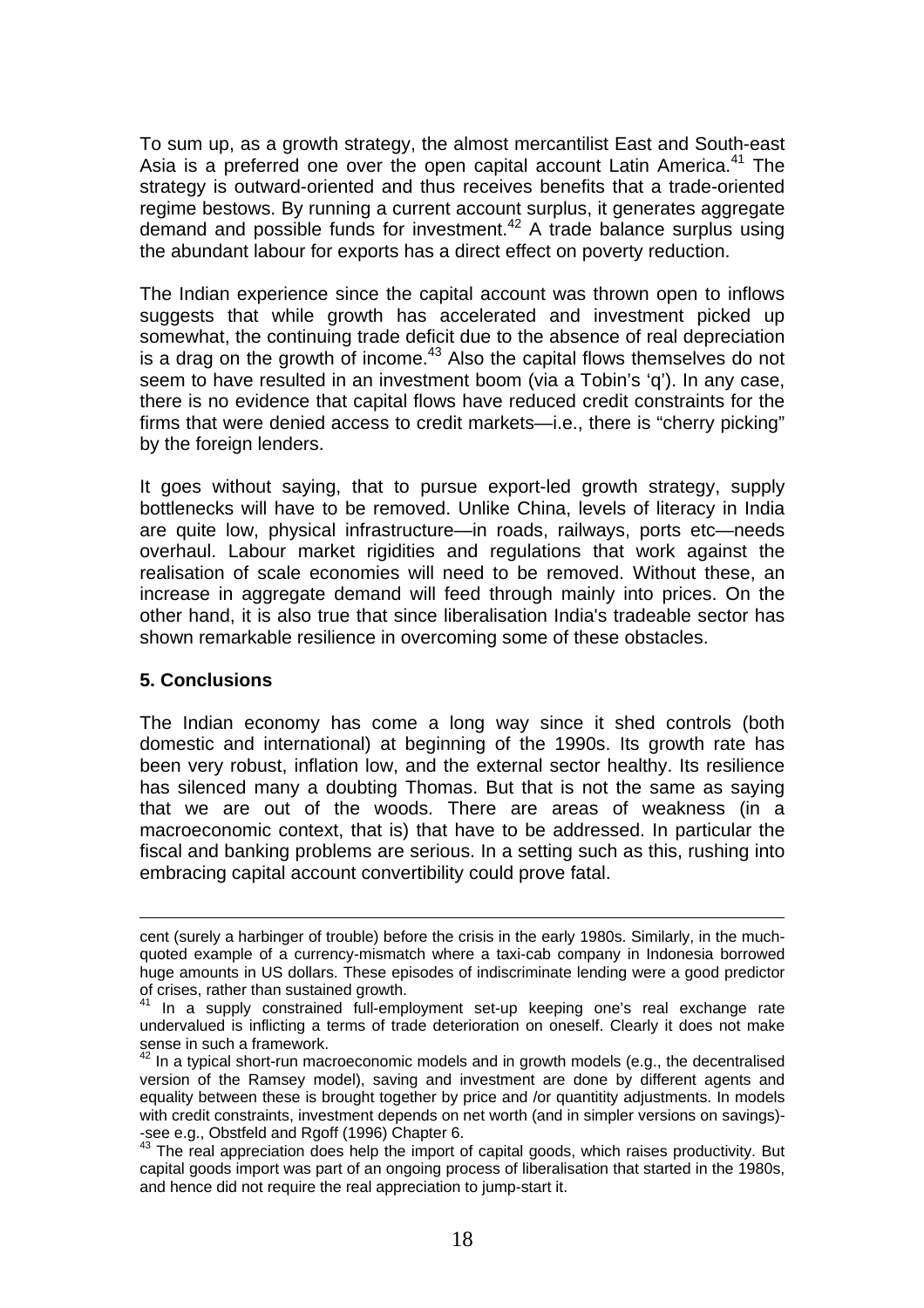To sum up, as a growth strategy, the almost mercantilist East and South-east Asia is a preferred one over the open capital account Latin America.[41] The strategy is outward-oriented and thus receives benefits that a trade-oriented regime bestows. By running a current account surplus, it generates aggregate demand and possible funds for investment.[42] A trade balance surplus using the abundant labour for exports has a direct effect on poverty reduction.

The Indian experience since the capital account was thrown open to inflows suggests that while growth has accelerated and investment picked up somewhat, the continuing trade deficit due to the absence of real depreciation is a drag on the growth of income.[43] Also the capital flows themselves do not seem to have resulted in an investment boom (via a Tobin's 'q'). In any case, there is no evidence that capital flows have reduced credit constraints for the firms that were denied access to credit markets—i.e., there is "cherry picking" by the foreign lenders.

It goes without saying, that to pursue export-led growth strategy, supply bottlenecks will have to be removed. Unlike China, levels of literacy in India are quite low, physical infrastructure—in roads, railways, ports etc—needs overhaul. Labour market rigidities and regulations that work against the realisation of scale economies will need to be removed. Without these, an increase in aggregate demand will feed through mainly into prices. On the other hand, it is also true that since liberalisation India's tradeable sector has shown remarkable resilience in overcoming some of these obstacles.

## 5. Conclusions

The Indian economy has come a long way since it shed controls (both domestic and international) at beginning of the 1990s. Its growth rate has been very robust, inflation low, and the external sector healthy. Its resilience has silenced many a doubting Thomas. But that is not the same as saying that we are out of the woods. There are areas of weakness (in a macroeconomic context, that is) that have to be addressed. In particular the fiscal and banking problems are serious. In a setting such as this, rushing into embracing capital account convertibility could prove fatal.

---

cent (surely a harbinger of trouble) before the crisis in the early 1980s. Similarly, in the much-quoted example of a currency-mismatch where a taxi-cab company in Indonesia borrowed huge amounts in US dollars. These episodes of indiscriminate lending were a good predictor of crises, rather than sustained growth.

[41] In a supply constrained full-employment set-up keeping one's real exchange rate undervalued is inflicting a terms of trade deterioration on oneself. Clearly it does not make sense in such a framework.

[42] In a typical short-run macroeconomic models and in growth models (e.g., the decentralised version of the Ramsey model), saving and investment are done by different agents and equality between these is brought together by price and /or quantitity adjustments. In models with credit constraints, investment depends on net worth (and in simpler versions on savings)--see e.g., Obstfeld and Rgoff (1996) Chapter 6.

[43] The real appreciation does help the import of capital goods, which raises productivity. But capital goods import was part of an ongoing process of liberalisation that started in the 1980s, and hence did not require the real appreciation to jump-start it.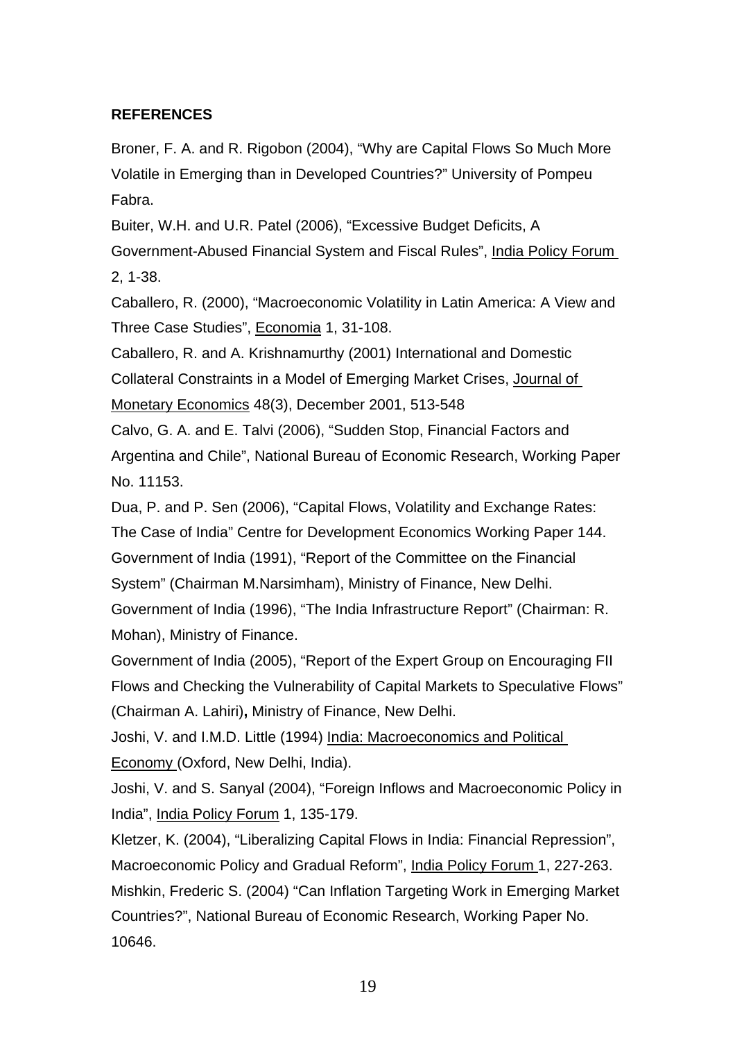**REFERENCES**

Broner, F. A. and R. Rigobon (2004), “Why are Capital Flows So Much More Volatile in Emerging than in Developed Countries?” University of Pompeu Fabra.

Buiter, W.H. and U.R. Patel (2006), “Excessive Budget Deficits, A Government-Abused Financial System and Fiscal Rules”, India Policy Forum 2, 1-38.

Caballero, R. (2000), “Macroeconomic Volatility in Latin America: A View and Three Case Studies”, Economia 1, 31-108.

Caballero, R. and A. Krishnamurthy (2001) International and Domestic Collateral Constraints in a Model of Emerging Market Crises, Journal of Monetary Economics 48(3), December 2001, 513-548

Calvo, G. A. and E. Talvi (2006), “Sudden Stop, Financial Factors and Argentina and Chile”, National Bureau of Economic Research, Working Paper No. 11153.

Dua, P. and P. Sen (2006), “Capital Flows, Volatility and Exchange Rates: The Case of India” Centre for Development Economics Working Paper 144.

Government of India (1991), “Report of the Committee on the Financial System” (Chairman M.Narsimham), Ministry of Finance, New Delhi.

Government of India (1996), “The India Infrastructure Report” (Chairman: R. Mohan), Ministry of Finance.

Government of India (2005), “Report of the Expert Group on Encouraging FII Flows and Checking the Vulnerability of Capital Markets to Speculative Flows” (Chairman A. Lahiri)**,** Ministry of Finance, New Delhi.

Joshi, V. and I.M.D. Little (1994) India: Macroeconomics and Political Economy (Oxford, New Delhi, India).

Joshi, V. and S. Sanyal (2004), “Foreign Inflows and Macroeconomic Policy in India”, India Policy Forum 1, 135-179.

Kletzer, K. (2004), “Liberalizing Capital Flows in India: Financial Repression”, Macroeconomic Policy and Gradual Reform”, India Policy Forum 1, 227-263.

Mishkin, Frederic S. (2004) “Can Inflation Targeting Work in Emerging Market Countries?”, National Bureau of Economic Research, Working Paper No. 10646.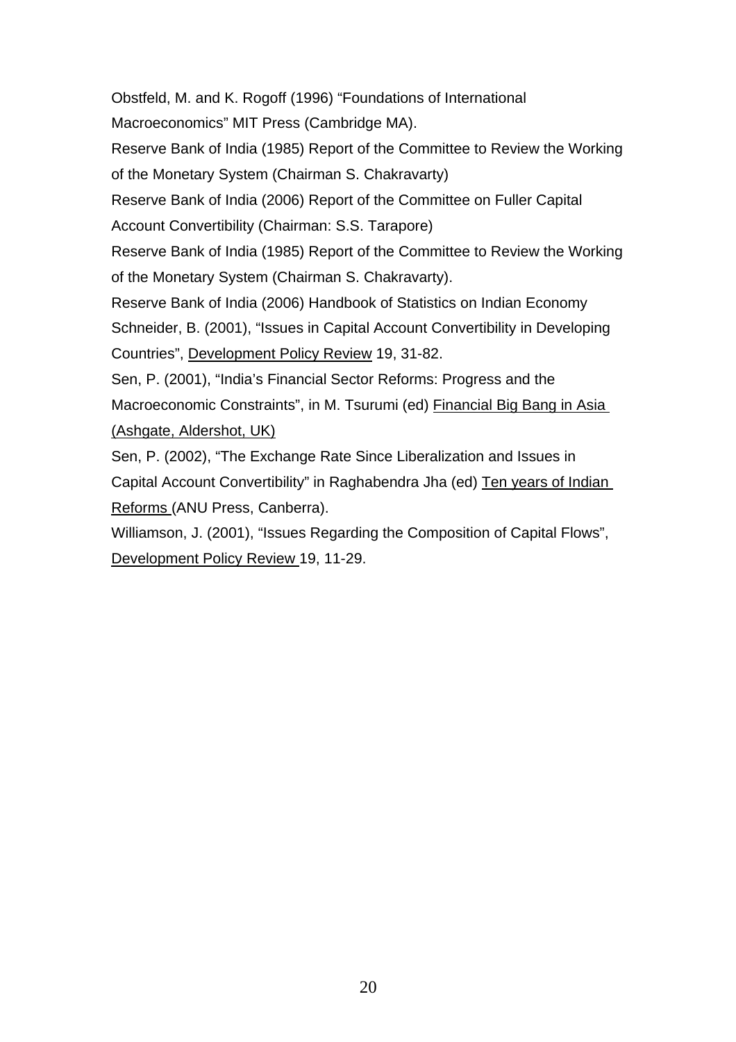Obstfeld, M. and K. Rogoff (1996) "Foundations of International Macroeconomics" MIT Press (Cambridge MA).

Reserve Bank of India (1985) Report of the Committee to Review the Working of the Monetary System (Chairman S. Chakravarty)

Reserve Bank of India (2006) Report of the Committee on Fuller Capital Account Convertibility (Chairman: S.S. Tarapore)

Reserve Bank of India (1985) Report of the Committee to Review the Working of the Monetary System (Chairman S. Chakravarty).

Reserve Bank of India (2006) Handbook of Statistics on Indian Economy

Schneider, B. (2001), "Issues in Capital Account Convertibility in Developing Countries", Development Policy Review 19, 31-82.

Sen, P. (2001), "India's Financial Sector Reforms: Progress and the Macroeconomic Constraints", in M. Tsurumi (ed) Financial Big Bang in Asia (Ashgate, Aldershot, UK)

Sen, P. (2002), "The Exchange Rate Since Liberalization and Issues in Capital Account Convertibility" in Raghabendra Jha (ed) Ten years of Indian Reforms (ANU Press, Canberra).

Williamson, J. (2001), "Issues Regarding the Composition of Capital Flows", Development Policy Review 19, 11-29.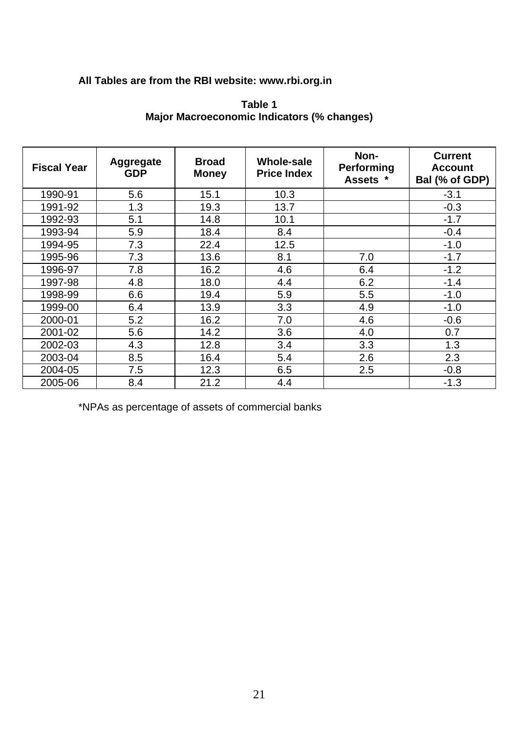**All Tables are from the RBI website: www.rbi.org.in**

**Table 1**
**Major Macroeconomic Indicators (% changes)**

| Fiscal Year | Aggregate GDP | Broad Money | Whole-sale Price Index | Non-Performing Assets * | Current Account Bal (% of GDP) |
|---|---|---|---|---|---|
| 1990-91 | 5.6 | 15.1 | 10.3 | | -3.1 |
| 1991-92 | 1.3 | 19.3 | 13.7 | | -0.3 |
| 1992-93 | 5.1 | 14.8 | 10.1 | | -1.7 |
| 1993-94 | 5.9 | 18.4 | 8.4 | | -0.4 |
| 1994-95 | 7.3 | 22.4 | 12.5 | | -1.0 |
| 1995-96 | 7.3 | 13.6 | 8.1 | 7.0 | -1.7 |
| 1996-97 | 7.8 | 16.2 | 4.6 | 6.4 | -1.2 |
| 1997-98 | 4.8 | 18.0 | 4.4 | 6.2 | -1.4 |
| 1998-99 | 6.6 | 19.4 | 5.9 | 5.5 | -1.0 |
| 1999-00 | 6.4 | 13.9 | 3.3 | 4.9 | -1.0 |
| 2000-01 | 5.2 | 16.2 | 7.0 | 4.6 | -0.6 |
| 2001-02 | 5.6 | 14.2 | 3.6 | 4.0 | 0.7 |
| 2002-03 | 4.3 | 12.8 | 3.4 | 3.3 | 1.3 |
| 2003-04 | 8.5 | 16.4 | 5.4 | 2.6 | 2.3 |
| 2004-05 | 7.5 | 12.3 | 6.5 | 2.5 | -0.8 |
| 2005-06 | 8.4 | 21.2 | 4.4 | | -1.3 |

*NPAs as percentage of assets of commercial banks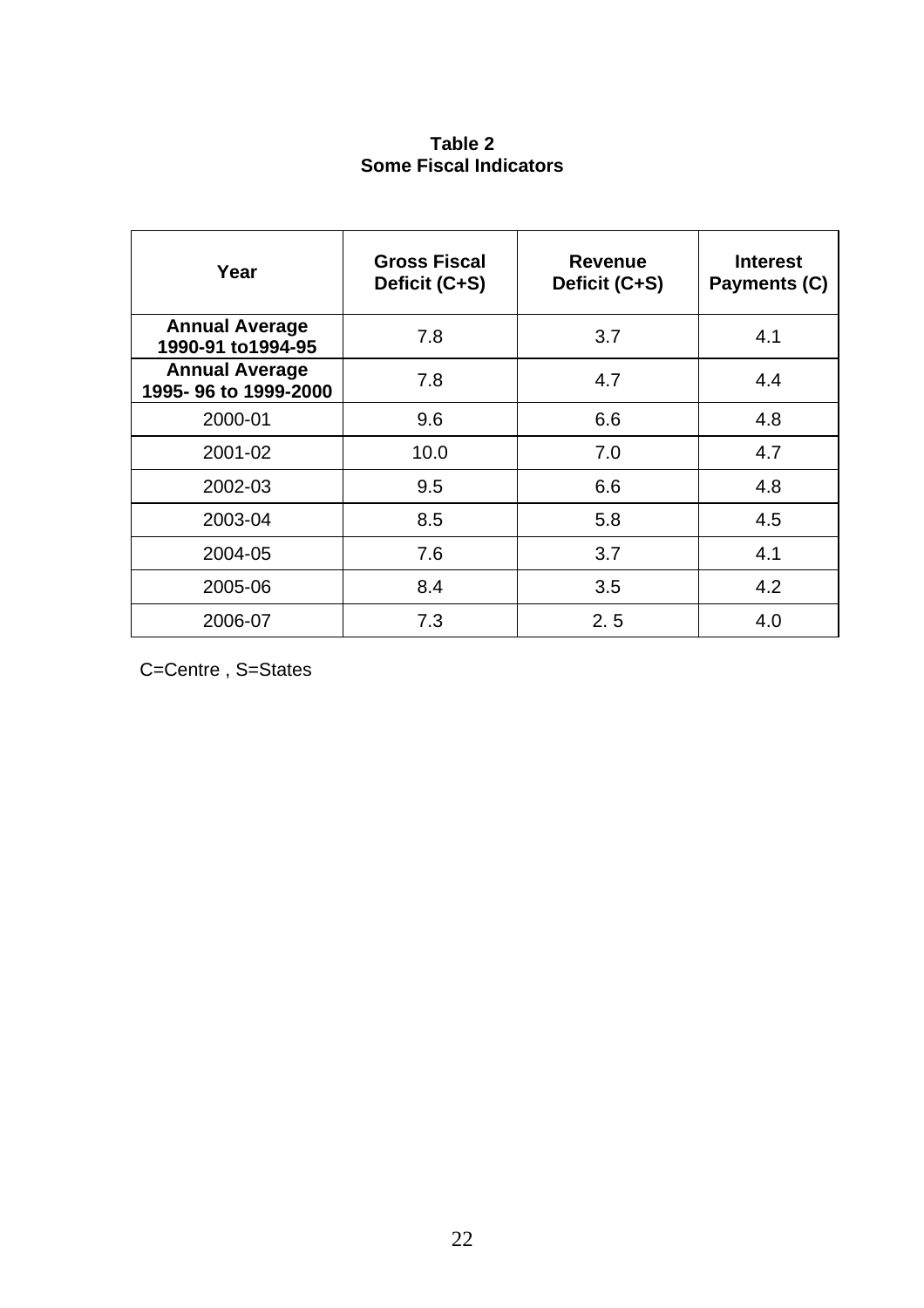**Table 2**
**Some Fiscal Indicators**

| Year | Gross Fiscal Deficit (C+S) | Revenue Deficit (C+S) | Interest Payments (C) |
|---|---|---|---|
| **Annual Average 1990-91 to1994-95** | 7.8 | 3.7 | 4.1 |
| **Annual Average 1995- 96 to 1999-2000** | 7.8 | 4.7 | 4.4 |
| 2000-01 | 9.6 | 6.6 | 4.8 |
| 2001-02 | 10.0 | 7.0 | 4.7 |
| 2002-03 | 9.5 | 6.6 | 4.8 |
| 2003-04 | 8.5 | 5.8 | 4.5 |
| 2004-05 | 7.6 | 3.7 | 4.1 |
| 2005-06 | 8.4 | 3.5 | 4.2 |
| 2006-07 | 7.3 | 2. 5 | 4.0 |

C=Centre , S=States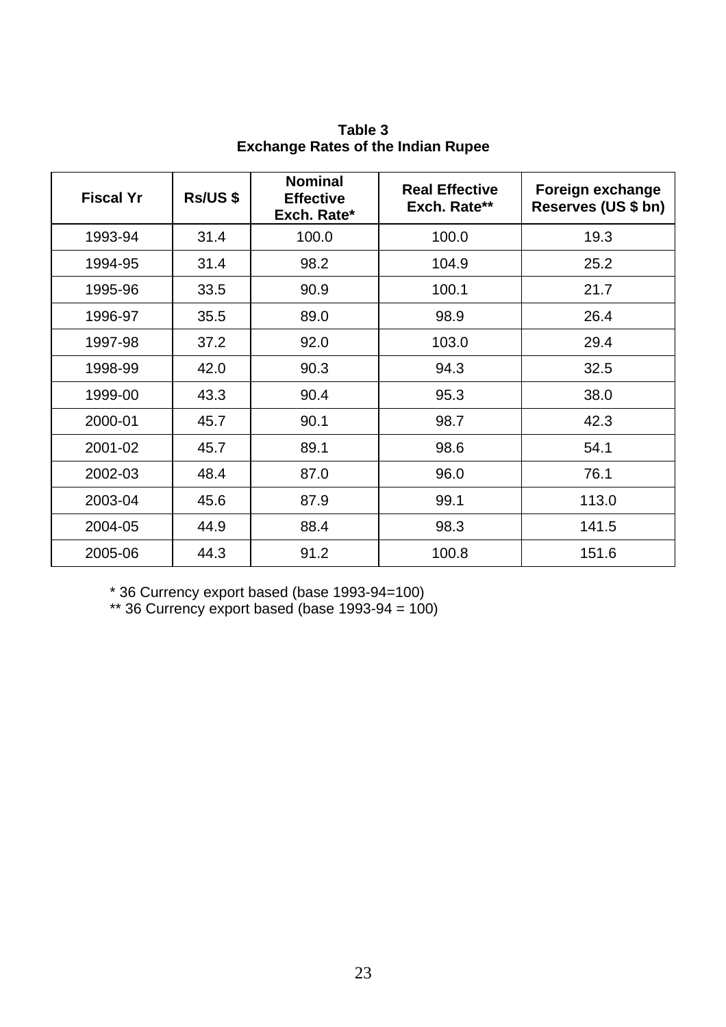**Table 3**
**Exchange Rates of the Indian Rupee**

| Fiscal Yr | Rs/US $ | Nominal Effective Exch. Rate* | Real Effective Exch. Rate** | Foreign exchange Reserves (US $ bn) |
|---|---|---|---|---|
| 1993-94 | 31.4 | 100.0 | 100.0 | 19.3 |
| 1994-95 | 31.4 | 98.2 | 104.9 | 25.2 |
| 1995-96 | 33.5 | 90.9 | 100.1 | 21.7 |
| 1996-97 | 35.5 | 89.0 | 98.9 | 26.4 |
| 1997-98 | 37.2 | 92.0 | 103.0 | 29.4 |
| 1998-99 | 42.0 | 90.3 | 94.3 | 32.5 |
| 1999-00 | 43.3 | 90.4 | 95.3 | 38.0 |
| 2000-01 | 45.7 | 90.1 | 98.7 | 42.3 |
| 2001-02 | 45.7 | 89.1 | 98.6 | 54.1 |
| 2002-03 | 48.4 | 87.0 | 96.0 | 76.1 |
| 2003-04 | 45.6 | 87.9 | 99.1 | 113.0 |
| 2004-05 | 44.9 | 88.4 | 98.3 | 141.5 |
| 2005-06 | 44.3 | 91.2 | 100.8 | 151.6 |

* 36 Currency export based (base 1993-94=100)
** 36 Currency export based (base 1993-94 = 100)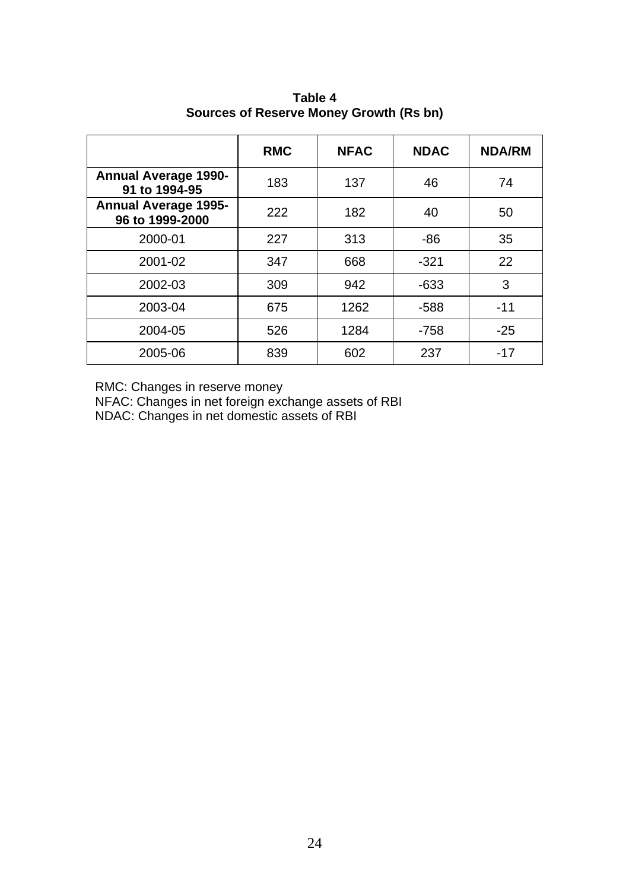**Table 4**
**Sources of Reserve Money Growth (Rs bn)**

| | RMC | NFAC | NDAC | NDA/RM |
|---|---|---|---|---|
| **Annual Average 1990-91 to 1994-95** | 183 | 137 | 46 | 74 |
| **Annual Average 1995-96 to 1999-2000** | 222 | 182 | 40 | 50 |
| 2000-01 | 227 | 313 | -86 | 35 |
| 2001-02 | 347 | 668 | -321 | 22 |
| 2002-03 | 309 | 942 | -633 | 3 |
| 2003-04 | 675 | 1262 | -588 | -11 |
| 2004-05 | 526 | 1284 | -758 | -25 |
| 2005-06 | 839 | 602 | 237 | -17 |

RMC: Changes in reserve money
NFAC: Changes in net foreign exchange assets of RBI
NDAC: Changes in net domestic assets of RBI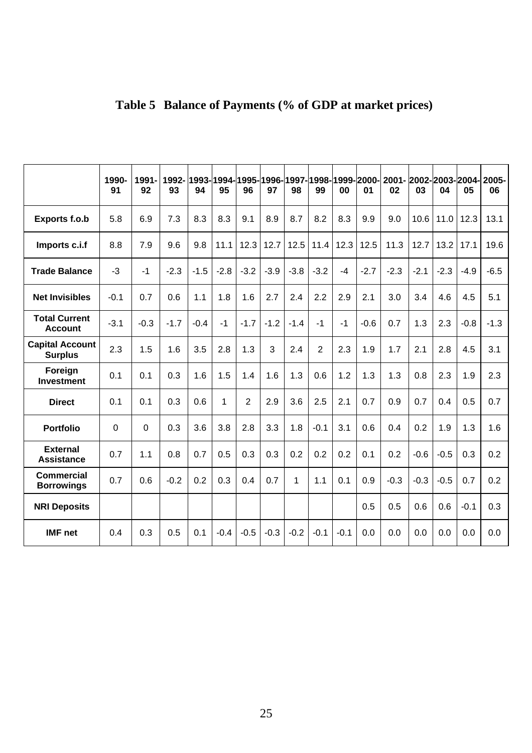# Table 5 Balance of Payments (% of GDP at market prices)

| | 1990-91 | 1991-92 | 1992-93 | 1993-94 | 1994-95 | 1995-96 | 1996-97 | 1997-98 | 1998-99 | 1999-00 | 2000-01 | 2001-02 | 2002-03 | 2003-04 | 2004-05 | 2005-06 |
|---|---|---|---|---|---|---|---|---|---|---|---|---|---|---|---|---|
| **Exports f.o.b** | 5.8 | 6.9 | 7.3 | 8.3 | 8.3 | 9.1 | 8.9 | 8.7 | 8.2 | 8.3 | 9.9 | 9.0 | 10.6 | 11.0 | 12.3 | 13.1 |
| **Imports c.i.f** | 8.8 | 7.9 | 9.6 | 9.8 | 11.1 | 12.3 | 12.7 | 12.5 | 11.4 | 12.3 | 12.5 | 11.3 | 12.7 | 13.2 | 17.1 | 19.6 |
| **Trade Balance** | -3 | -1 | -2.3 | -1.5 | -2.8 | -3.2 | -3.9 | -3.8 | -3.2 | -4 | -2.7 | -2.3 | -2.1 | -2.3 | -4.9 | -6.5 |
| **Net Invisibles** | -0.1 | 0.7 | 0.6 | 1.1 | 1.8 | 1.6 | 2.7 | 2.4 | 2.2 | 2.9 | 2.1 | 3.0 | 3.4 | 4.6 | 4.5 | 5.1 |
| **Total Current Account** | -3.1 | -0.3 | -1.7 | -0.4 | -1 | -1.7 | -1.2 | -1.4 | -1 | -1 | -0.6 | 0.7 | 1.3 | 2.3 | -0.8 | -1.3 |
| **Capital Account Surplus** | 2.3 | 1.5 | 1.6 | 3.5 | 2.8 | 1.3 | 3 | 2.4 | 2 | 2.3 | 1.9 | 1.7 | 2.1 | 2.8 | 4.5 | 3.1 |
| **Foreign Investment** | 0.1 | 0.1 | 0.3 | 1.6 | 1.5 | 1.4 | 1.6 | 1.3 | 0.6 | 1.2 | 1.3 | 1.3 | 0.8 | 2.3 | 1.9 | 2.3 |
| **Direct** | 0.1 | 0.1 | 0.3 | 0.6 | 1 | 2 | 2.9 | 3.6 | 2.5 | 2.1 | 0.7 | 0.9 | 0.7 | 0.4 | 0.5 | 0.7 |
| **Portfolio** | 0 | 0 | 0.3 | 3.6 | 3.8 | 2.8 | 3.3 | 1.8 | -0.1 | 3.1 | 0.6 | 0.4 | 0.2 | 1.9 | 1.3 | 1.6 |
| **External Assistance** | 0.7 | 1.1 | 0.8 | 0.7 | 0.5 | 0.3 | 0.3 | 0.2 | 0.2 | 0.2 | 0.1 | 0.2 | -0.6 | -0.5 | 0.3 | 0.2 |
| **Commercial Borrowings** | 0.7 | 0.6 | -0.2 | 0.2 | 0.3 | 0.4 | 0.7 | 1 | 1.1 | 0.1 | 0.9 | -0.3 | -0.3 | -0.5 | 0.7 | 0.2 |
| **NRI Deposits** | | | | | | | | | | | 0.5 | 0.5 | 0.6 | 0.6 | -0.1 | 0.3 |
| **IMF net** | 0.4 | 0.3 | 0.5 | 0.1 | -0.4 | -0.5 | -0.3 | -0.2 | -0.1 | -0.1 | 0.0 | 0.0 | 0.0 | 0.0 | 0.0 | 0.0 |